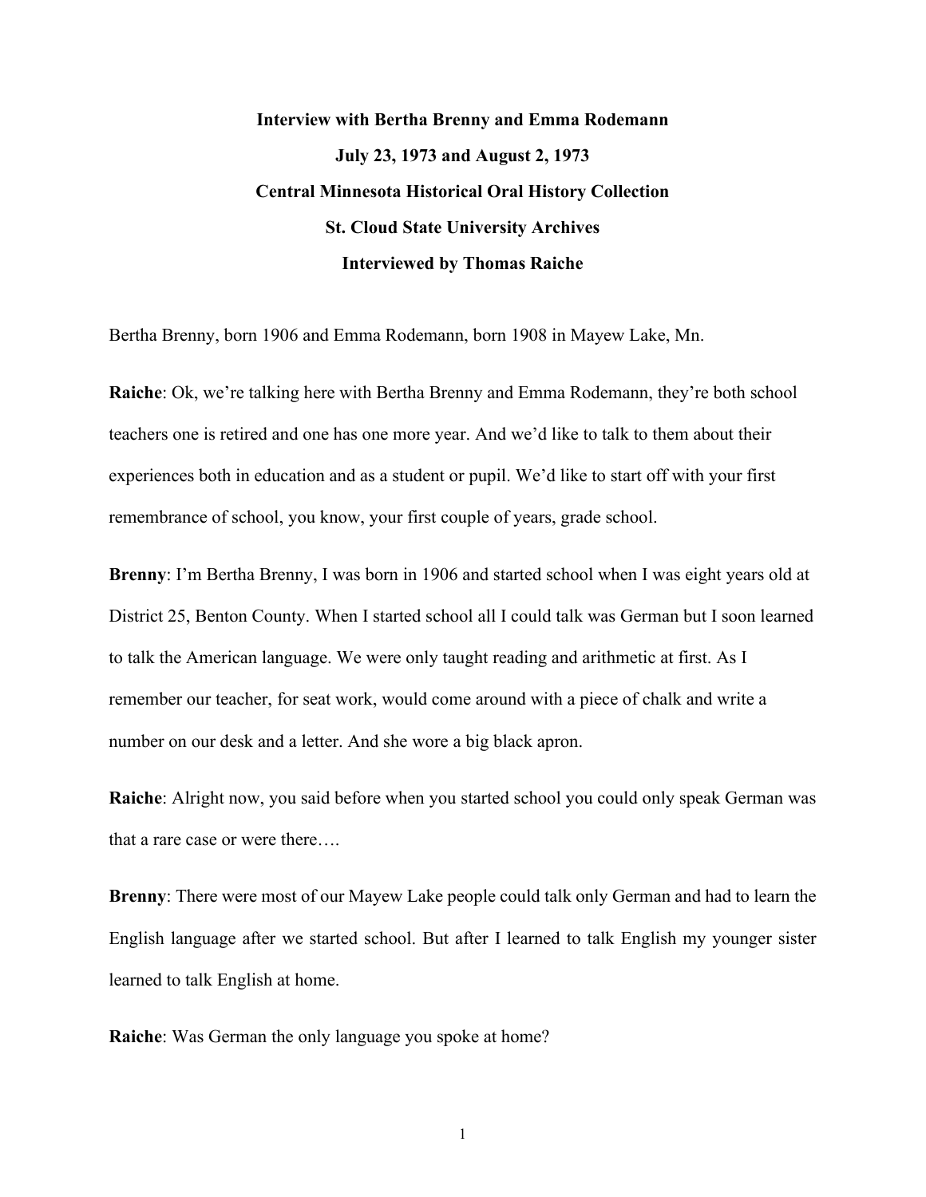**Interview with Bertha Brenny and Emma Rodemann**

**July 23, 1973 and August 2, 1973**

**Central Minnesota Historical Oral History Collection**

**St. Cloud State University Archives**

**Interviewed by Thomas Raiche**

Bertha Brenny, born 1906 and Emma Rodemann, born 1908 in Mayew Lake, Mn.

**Raiche**: Ok, we're talking here with Bertha Brenny and Emma Rodemann, they're both school teachers one is retired and one has one more year. And we'd like to talk to them about their experiences both in education and as a student or pupil. We'd like to start off with your first remembrance of school, you know, your first couple of years, grade school.

**Brenny**: I'm Bertha Brenny, I was born in 1906 and started school when I was eight years old at District 25, Benton County. When I started school all I could talk was German but I soon learned to talk the American language. We were only taught reading and arithmetic at first. As I remember our teacher, for seat work, would come around with a piece of chalk and write a number on our desk and a letter. And she wore a big black apron.

**Raiche**: Alright now, you said before when you started school you could only speak German was that a rare case or were there….

**Brenny**: There were most of our Mayew Lake people could talk only German and had to learn the English language after we started school. But after I learned to talk English my younger sister learned to talk English at home.

**Raiche**: Was German the only language you spoke at home?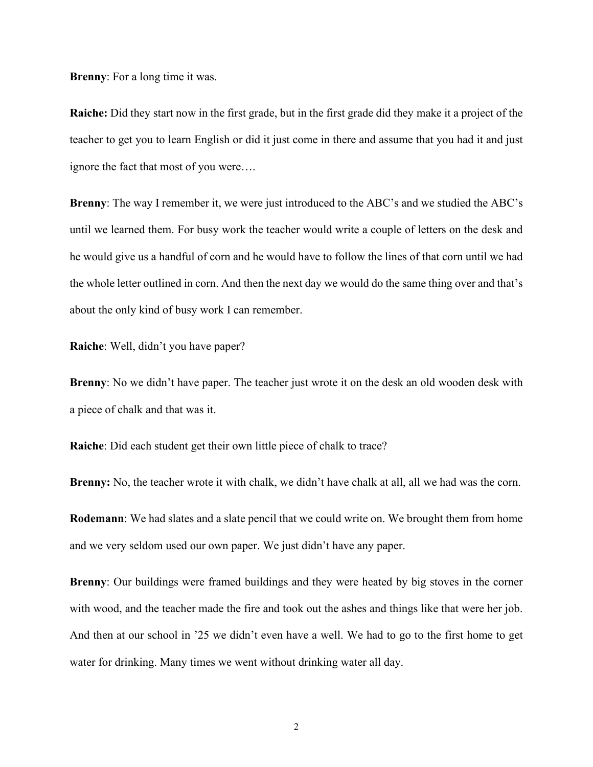**Brenny**: For a long time it was.

**Raiche:** Did they start now in the first grade, but in the first grade did they make it a project of the teacher to get you to learn English or did it just come in there and assume that you had it and just ignore the fact that most of you were….

**Brenny**: The way I remember it, we were just introduced to the ABC's and we studied the ABC's until we learned them. For busy work the teacher would write a couple of letters on the desk and he would give us a handful of corn and he would have to follow the lines of that corn until we had the whole letter outlined in corn. And then the next day we would do the same thing over and that's about the only kind of busy work I can remember.

**Raiche**: Well, didn't you have paper?

**Brenny**: No we didn't have paper. The teacher just wrote it on the desk an old wooden desk with a piece of chalk and that was it.

**Raiche**: Did each student get their own little piece of chalk to trace?

**Brenny:** No, the teacher wrote it with chalk, we didn't have chalk at all, all we had was the corn.

**Rodemann**: We had slates and a slate pencil that we could write on. We brought them from home and we very seldom used our own paper. We just didn't have any paper.

**Brenny**: Our buildings were framed buildings and they were heated by big stoves in the corner with wood, and the teacher made the fire and took out the ashes and things like that were her job. And then at our school in '25 we didn't even have a well. We had to go to the first home to get water for drinking. Many times we went without drinking water all day.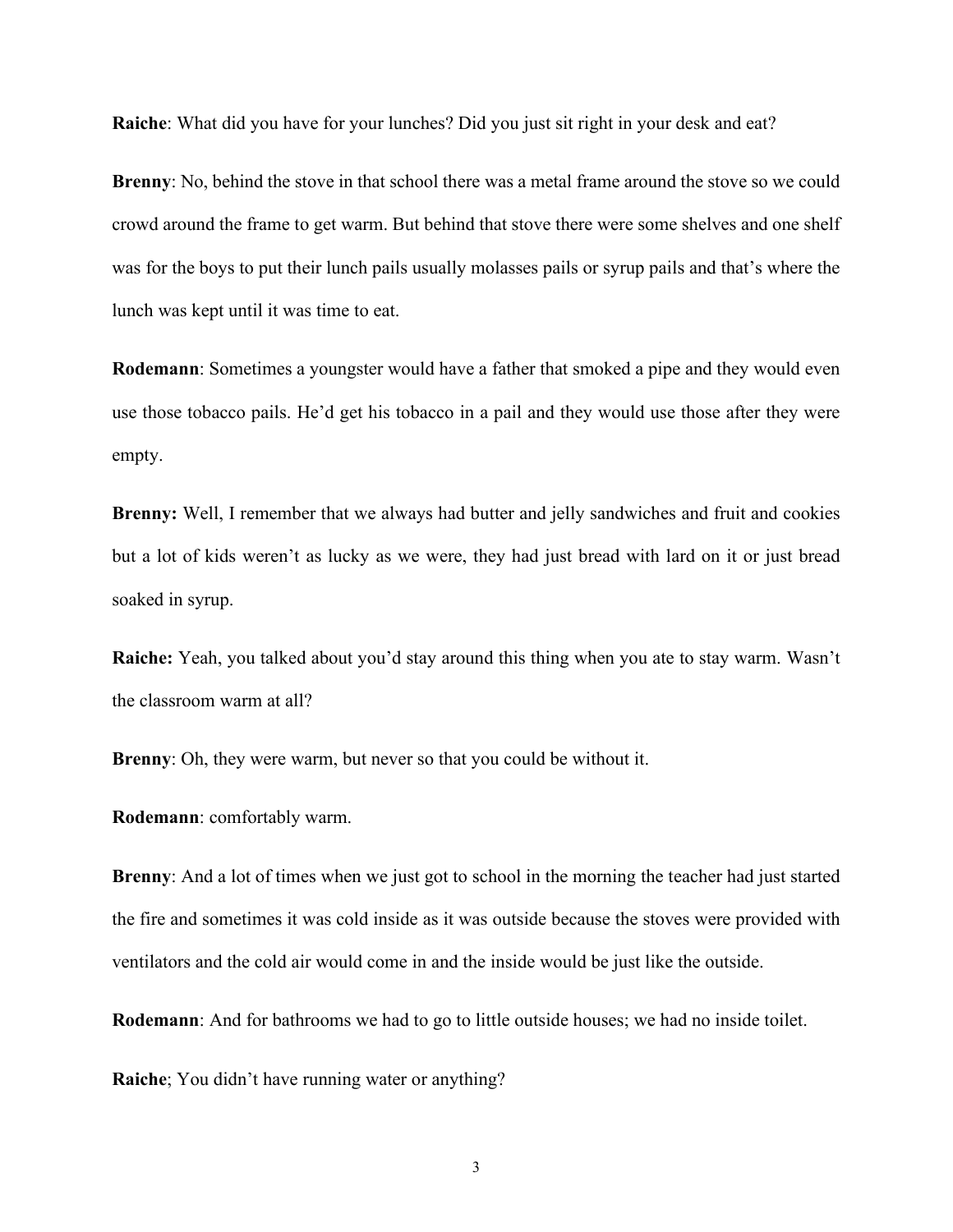**Raiche**: What did you have for your lunches? Did you just sit right in your desk and eat?

**Brenny**: No, behind the stove in that school there was a metal frame around the stove so we could crowd around the frame to get warm. But behind that stove there were some shelves and one shelf was for the boys to put their lunch pails usually molasses pails or syrup pails and that's where the lunch was kept until it was time to eat.

**Rodemann**: Sometimes a youngster would have a father that smoked a pipe and they would even use those tobacco pails. He'd get his tobacco in a pail and they would use those after they were empty.

**Brenny:** Well, I remember that we always had butter and jelly sandwiches and fruit and cookies but a lot of kids weren't as lucky as we were, they had just bread with lard on it or just bread soaked in syrup.

**Raiche:** Yeah, you talked about you'd stay around this thing when you ate to stay warm. Wasn't the classroom warm at all?

**Brenny**: Oh, they were warm, but never so that you could be without it.

**Rodemann**: comfortably warm.

**Brenny**: And a lot of times when we just got to school in the morning the teacher had just started the fire and sometimes it was cold inside as it was outside because the stoves were provided with ventilators and the cold air would come in and the inside would be just like the outside.

**Rodemann**: And for bathrooms we had to go to little outside houses; we had no inside toilet.

**Raiche**; You didn't have running water or anything?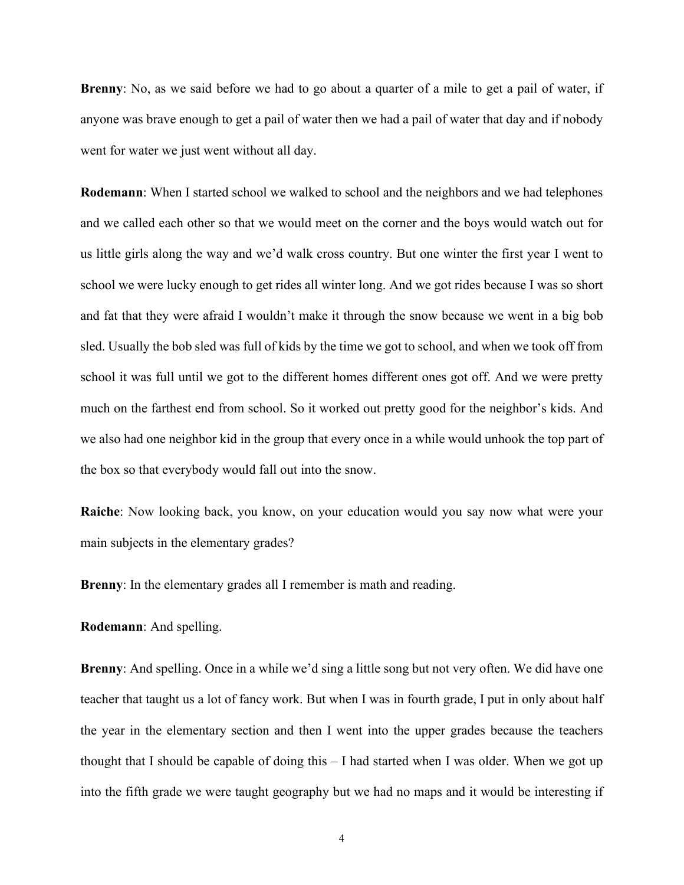**Brenny**: No, as we said before we had to go about a quarter of a mile to get a pail of water, if anyone was brave enough to get a pail of water then we had a pail of water that day and if nobody went for water we just went without all day.

**Rodemann**: When I started school we walked to school and the neighbors and we had telephones and we called each other so that we would meet on the corner and the boys would watch out for us little girls along the way and we'd walk cross country. But one winter the first year I went to school we were lucky enough to get rides all winter long. And we got rides because I was so short and fat that they were afraid I wouldn't make it through the snow because we went in a big bob sled. Usually the bob sled was full of kids by the time we got to school, and when we took off from school it was full until we got to the different homes different ones got off. And we were pretty much on the farthest end from school. So it worked out pretty good for the neighbor's kids. And we also had one neighbor kid in the group that every once in a while would unhook the top part of the box so that everybody would fall out into the snow.

**Raiche**: Now looking back, you know, on your education would you say now what were your main subjects in the elementary grades?

**Brenny**: In the elementary grades all I remember is math and reading.

**Rodemann**: And spelling.

**Brenny**: And spelling. Once in a while we'd sing a little song but not very often. We did have one teacher that taught us a lot of fancy work. But when I was in fourth grade, I put in only about half the year in the elementary section and then I went into the upper grades because the teachers thought that I should be capable of doing this – I had started when I was older. When we got up into the fifth grade we were taught geography but we had no maps and it would be interesting if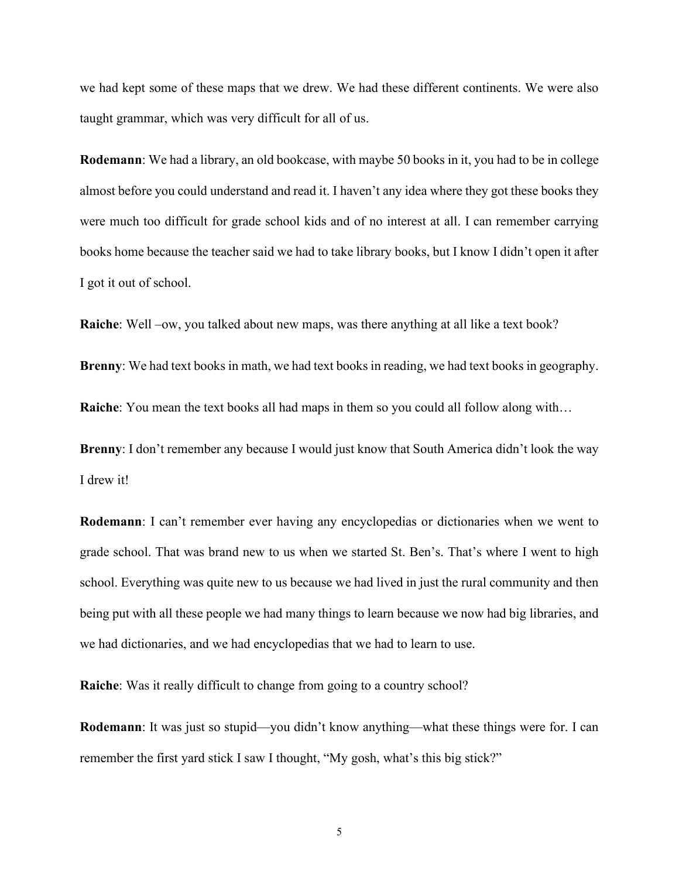we had kept some of these maps that we drew. We had these different continents. We were also taught grammar, which was very difficult for all of us.

**Rodemann**: We had a library, an old bookcase, with maybe 50 books in it, you had to be in college almost before you could understand and read it. I haven't any idea where they got these books they were much too difficult for grade school kids and of no interest at all. I can remember carrying books home because the teacher said we had to take library books, but I know I didn't open it after I got it out of school.

**Raiche**: Well –ow, you talked about new maps, was there anything at all like a text book?

**Brenny**: We had text books in math, we had text books in reading, we had text books in geography.

**Raiche**: You mean the text books all had maps in them so you could all follow along with…

**Brenny**: I don't remember any because I would just know that South America didn't look the way I drew it!

**Rodemann**: I can't remember ever having any encyclopedias or dictionaries when we went to grade school. That was brand new to us when we started St. Ben's. That's where I went to high school. Everything was quite new to us because we had lived in just the rural community and then being put with all these people we had many things to learn because we now had big libraries, and we had dictionaries, and we had encyclopedias that we had to learn to use.

**Raiche**: Was it really difficult to change from going to a country school?

**Rodemann**: It was just so stupid—you didn't know anything—what these things were for. I can remember the first yard stick I saw I thought, "My gosh, what's this big stick?"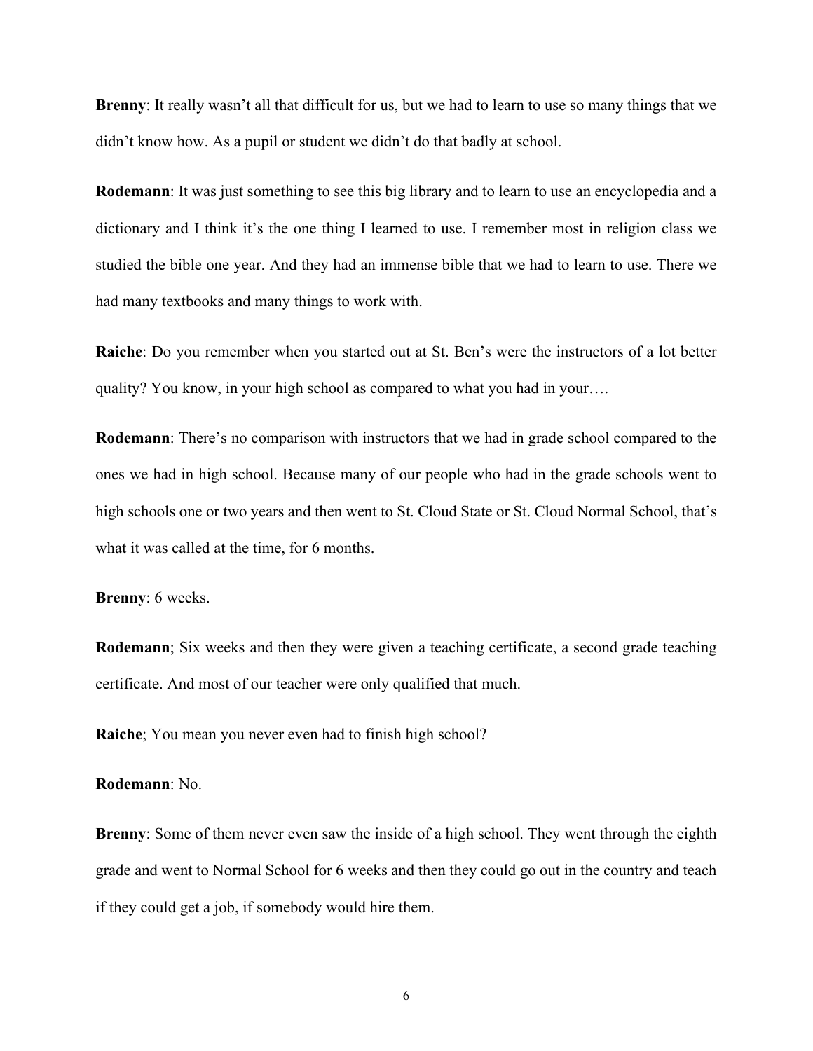**Brenny**: It really wasn't all that difficult for us, but we had to learn to use so many things that we didn't know how. As a pupil or student we didn't do that badly at school.

**Rodemann**: It was just something to see this big library and to learn to use an encyclopedia and a dictionary and I think it's the one thing I learned to use. I remember most in religion class we studied the bible one year. And they had an immense bible that we had to learn to use. There we had many textbooks and many things to work with.

**Raiche**: Do you remember when you started out at St. Ben's were the instructors of a lot better quality? You know, in your high school as compared to what you had in your….

**Rodemann**: There's no comparison with instructors that we had in grade school compared to the ones we had in high school. Because many of our people who had in the grade schools went to high schools one or two years and then went to St. Cloud State or St. Cloud Normal School, that's what it was called at the time, for 6 months.

**Brenny**: 6 weeks.

**Rodemann**; Six weeks and then they were given a teaching certificate, a second grade teaching certificate. And most of our teacher were only qualified that much.

**Raiche**; You mean you never even had to finish high school?

**Rodemann**: No.

**Brenny**: Some of them never even saw the inside of a high school. They went through the eighth grade and went to Normal School for 6 weeks and then they could go out in the country and teach if they could get a job, if somebody would hire them.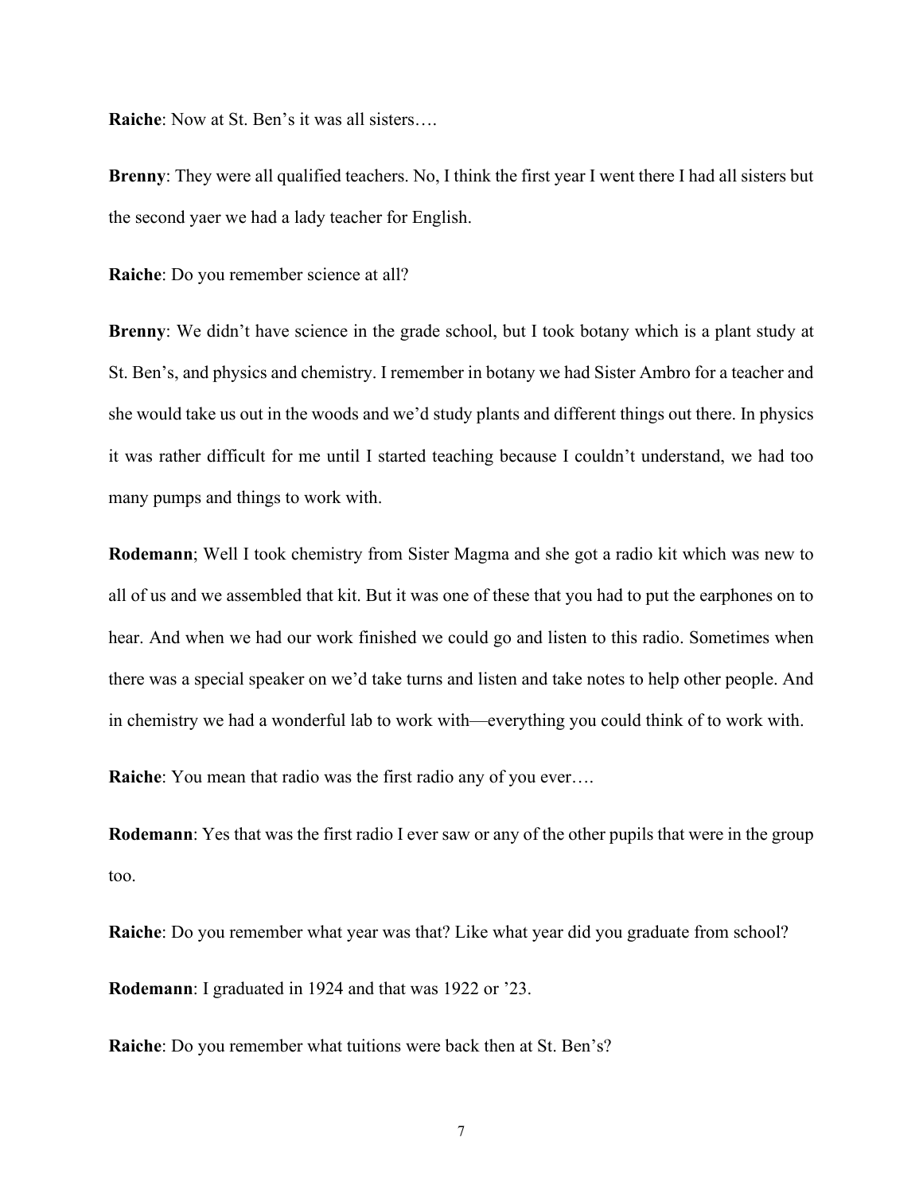**Raiche**: Now at St. Ben's it was all sisters….

**Brenny**: They were all qualified teachers. No, I think the first year I went there I had all sisters but the second yaer we had a lady teacher for English.

**Raiche**: Do you remember science at all?

**Brenny**: We didn't have science in the grade school, but I took botany which is a plant study at St. Ben's, and physics and chemistry. I remember in botany we had Sister Ambro for a teacher and she would take us out in the woods and we'd study plants and different things out there. In physics it was rather difficult for me until I started teaching because I couldn't understand, we had too many pumps and things to work with.

**Rodemann**; Well I took chemistry from Sister Magma and she got a radio kit which was new to all of us and we assembled that kit. But it was one of these that you had to put the earphones on to hear. And when we had our work finished we could go and listen to this radio. Sometimes when there was a special speaker on we'd take turns and listen and take notes to help other people. And in chemistry we had a wonderful lab to work with—everything you could think of to work with.

**Raiche**: You mean that radio was the first radio any of you ever….

**Rodemann**: Yes that was the first radio I ever saw or any of the other pupils that were in the group too.

**Raiche**: Do you remember what year was that? Like what year did you graduate from school?

**Rodemann**: I graduated in 1924 and that was 1922 or '23.

**Raiche**: Do you remember what tuitions were back then at St. Ben's?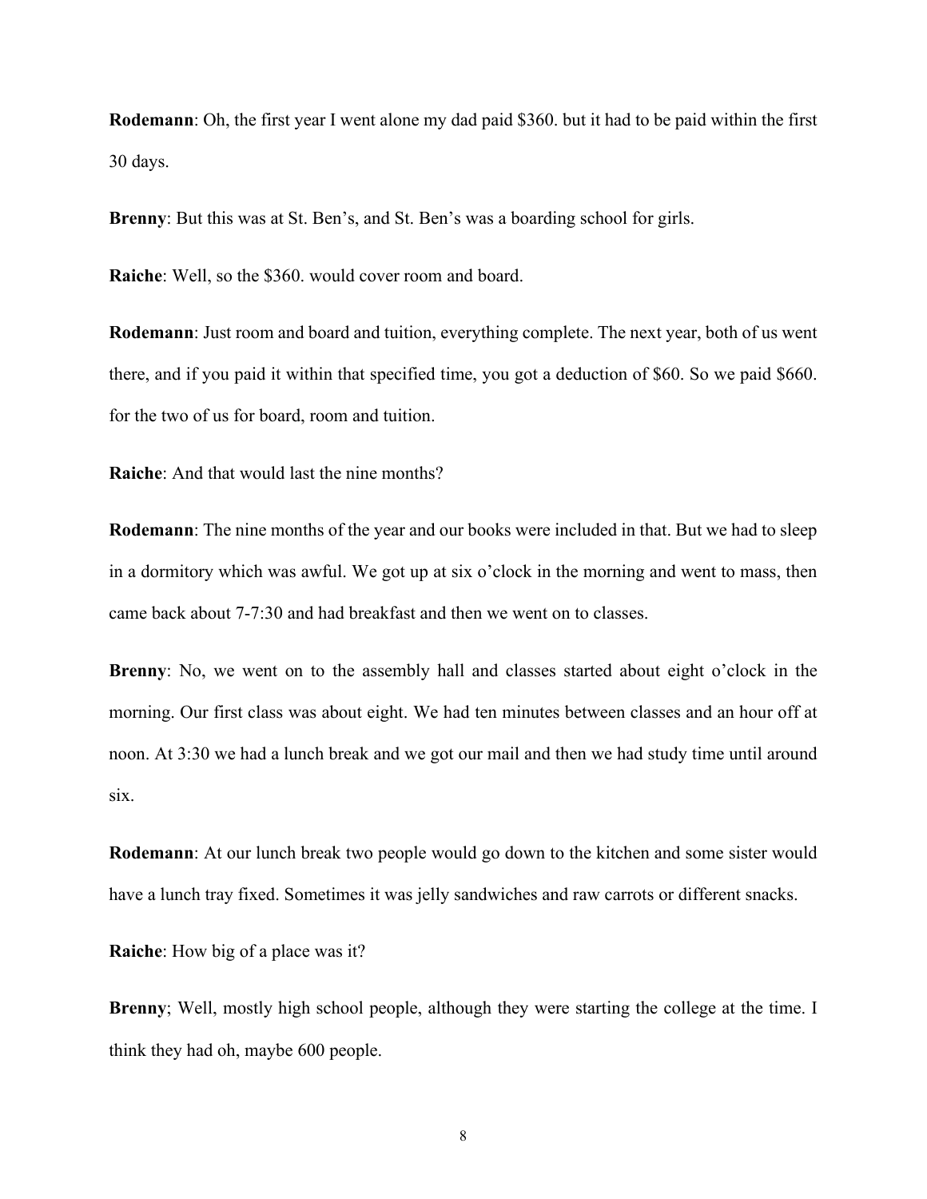**Rodemann**: Oh, the first year I went alone my dad paid $360. but it had to be paid within the first 30 days.

**Brenny**: But this was at St. Ben's, and St. Ben's was a boarding school for girls.

**Raiche**: Well, so the $360. would cover room and board.

**Rodemann**: Just room and board and tuition, everything complete. The next year, both of us went there, and if you paid it within that specified time, you got a deduction of $60. So we paid $660. for the two of us for board, room and tuition.

**Raiche**: And that would last the nine months?

**Rodemann**: The nine months of the year and our books were included in that. But we had to sleep in a dormitory which was awful. We got up at six o'clock in the morning and went to mass, then came back about 7-7:30 and had breakfast and then we went on to classes.

**Brenny**: No, we went on to the assembly hall and classes started about eight o'clock in the morning. Our first class was about eight. We had ten minutes between classes and an hour off at noon. At 3:30 we had a lunch break and we got our mail and then we had study time until around six.

**Rodemann**: At our lunch break two people would go down to the kitchen and some sister would have a lunch tray fixed. Sometimes it was jelly sandwiches and raw carrots or different snacks.

**Raiche**: How big of a place was it?

**Brenny**; Well, mostly high school people, although they were starting the college at the time. I think they had oh, maybe 600 people.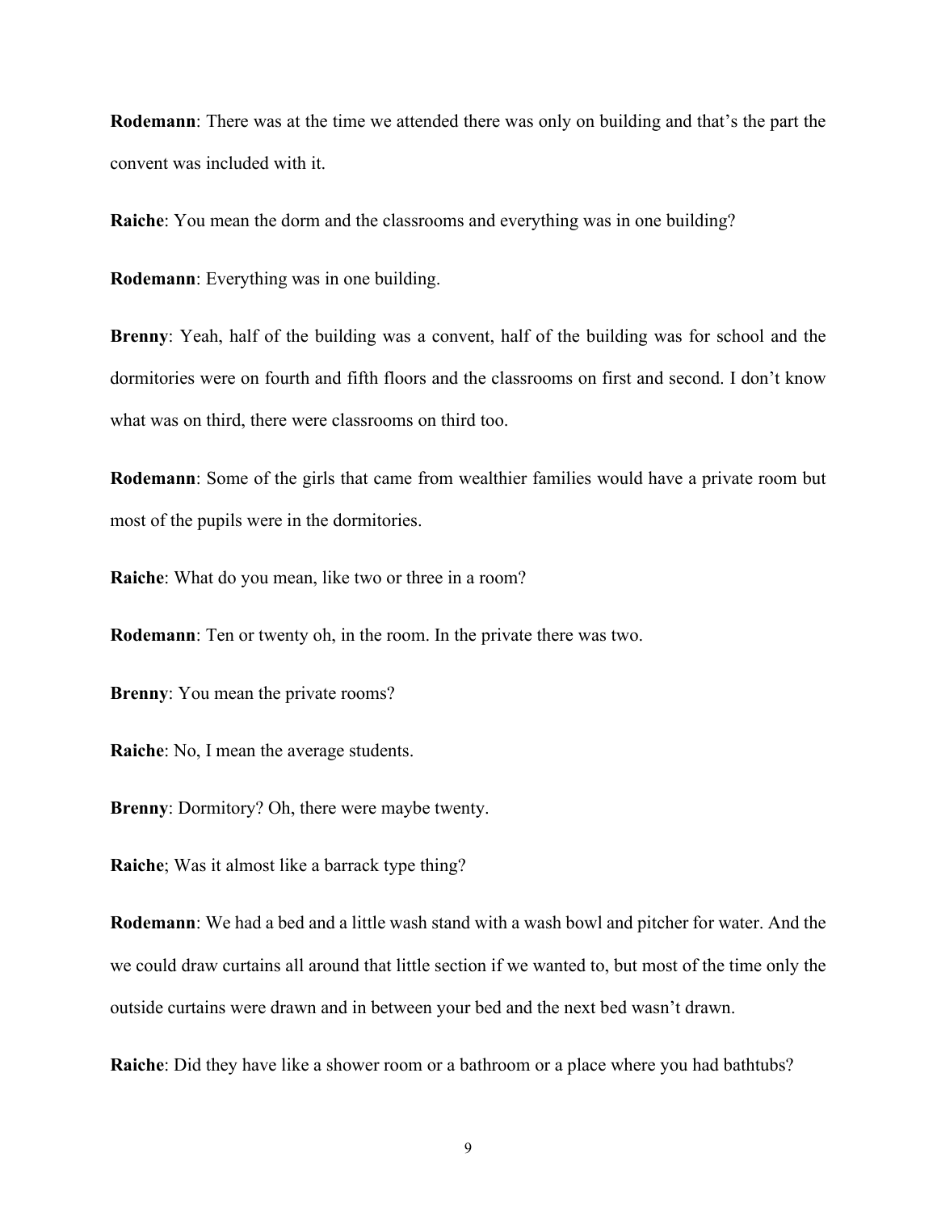**Rodemann**: There was at the time we attended there was only on building and that's the part the convent was included with it.

**Raiche**: You mean the dorm and the classrooms and everything was in one building?

**Rodemann**: Everything was in one building.

**Brenny**: Yeah, half of the building was a convent, half of the building was for school and the dormitories were on fourth and fifth floors and the classrooms on first and second. I don't know what was on third, there were classrooms on third too.

**Rodemann**: Some of the girls that came from wealthier families would have a private room but most of the pupils were in the dormitories.

**Raiche**: What do you mean, like two or three in a room?

**Rodemann**: Ten or twenty oh, in the room. In the private there was two.

**Brenny**: You mean the private rooms?

**Raiche**: No, I mean the average students.

**Brenny**: Dormitory? Oh, there were maybe twenty.

**Raiche**; Was it almost like a barrack type thing?

**Rodemann**: We had a bed and a little wash stand with a wash bowl and pitcher for water. And the we could draw curtains all around that little section if we wanted to, but most of the time only the outside curtains were drawn and in between your bed and the next bed wasn't drawn.

**Raiche**: Did they have like a shower room or a bathroom or a place where you had bathtubs?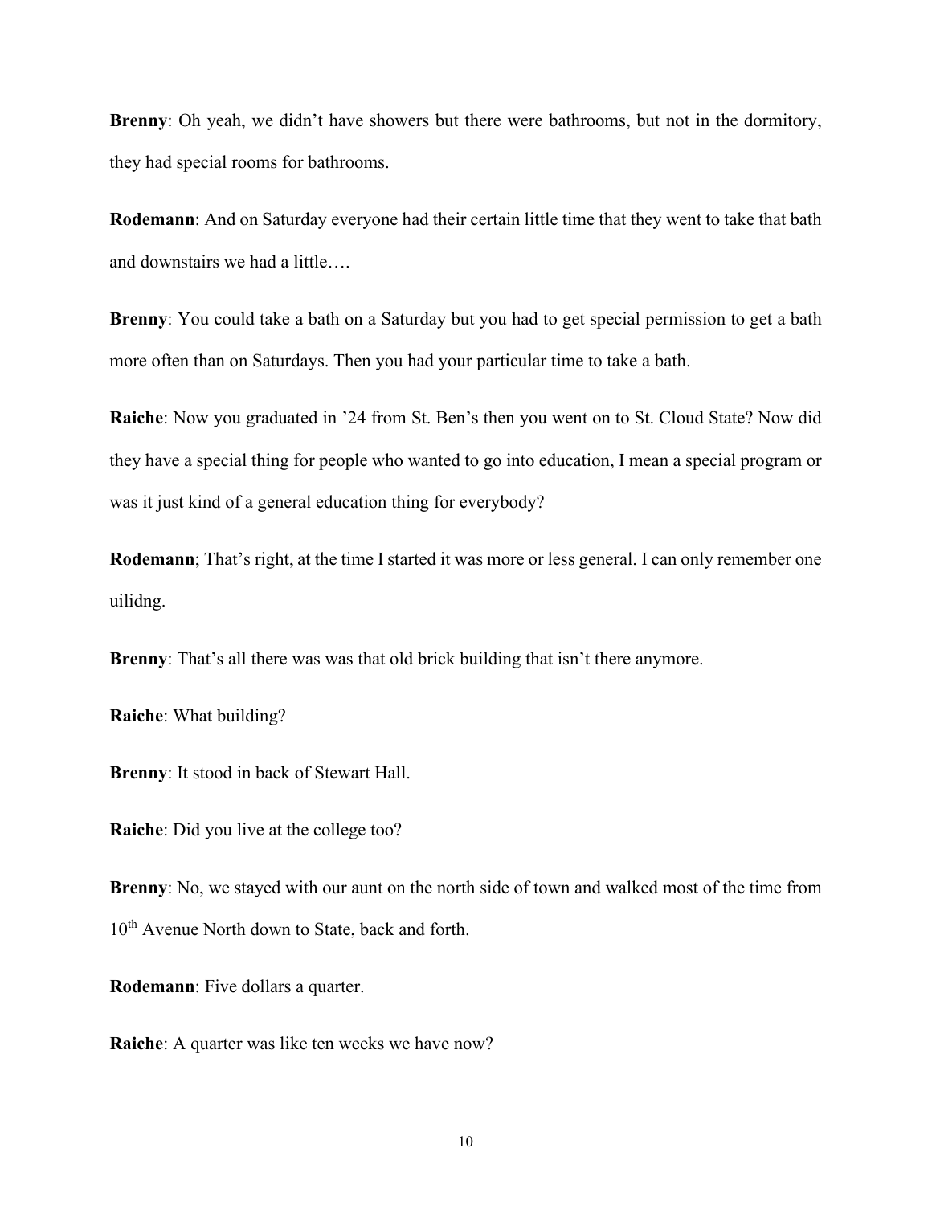**Brenny**: Oh yeah, we didn't have showers but there were bathrooms, but not in the dormitory, they had special rooms for bathrooms.

**Rodemann**: And on Saturday everyone had their certain little time that they went to take that bath and downstairs we had a little….

**Brenny**: You could take a bath on a Saturday but you had to get special permission to get a bath more often than on Saturdays. Then you had your particular time to take a bath.

**Raiche**: Now you graduated in '24 from St. Ben's then you went on to St. Cloud State? Now did they have a special thing for people who wanted to go into education, I mean a special program or was it just kind of a general education thing for everybody?

**Rodemann**; That's right, at the time I started it was more or less general. I can only remember one uilidng.

**Brenny**: That's all there was was that old brick building that isn't there anymore.

**Raiche**: What building?

**Brenny**: It stood in back of Stewart Hall.

**Raiche**: Did you live at the college too?

**Brenny**: No, we stayed with our aunt on the north side of town and walked most of the time from 10th Avenue North down to State, back and forth.

**Rodemann**: Five dollars a quarter.

**Raiche**: A quarter was like ten weeks we have now?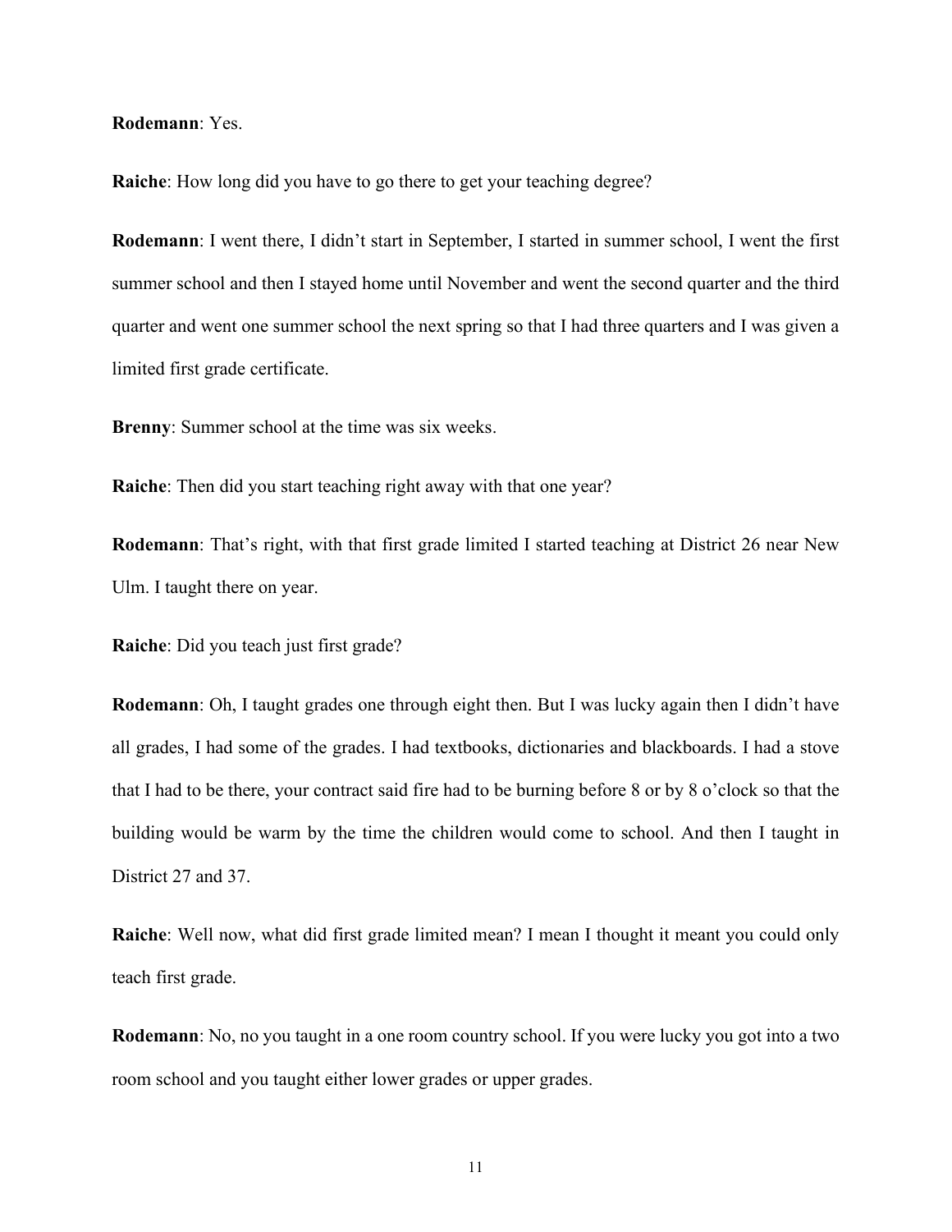**Rodemann**: Yes.

**Raiche**: How long did you have to go there to get your teaching degree?

**Rodemann**: I went there, I didn't start in September, I started in summer school, I went the first summer school and then I stayed home until November and went the second quarter and the third quarter and went one summer school the next spring so that I had three quarters and I was given a limited first grade certificate.

**Brenny**: Summer school at the time was six weeks.

**Raiche**: Then did you start teaching right away with that one year?

**Rodemann**: That's right, with that first grade limited I started teaching at District 26 near New Ulm. I taught there on year.

**Raiche**: Did you teach just first grade?

**Rodemann**: Oh, I taught grades one through eight then. But I was lucky again then I didn't have all grades, I had some of the grades. I had textbooks, dictionaries and blackboards. I had a stove that I had to be there, your contract said fire had to be burning before 8 or by 8 o'clock so that the building would be warm by the time the children would come to school. And then I taught in District 27 and 37.

**Raiche**: Well now, what did first grade limited mean? I mean I thought it meant you could only teach first grade.

**Rodemann**: No, no you taught in a one room country school. If you were lucky you got into a two room school and you taught either lower grades or upper grades.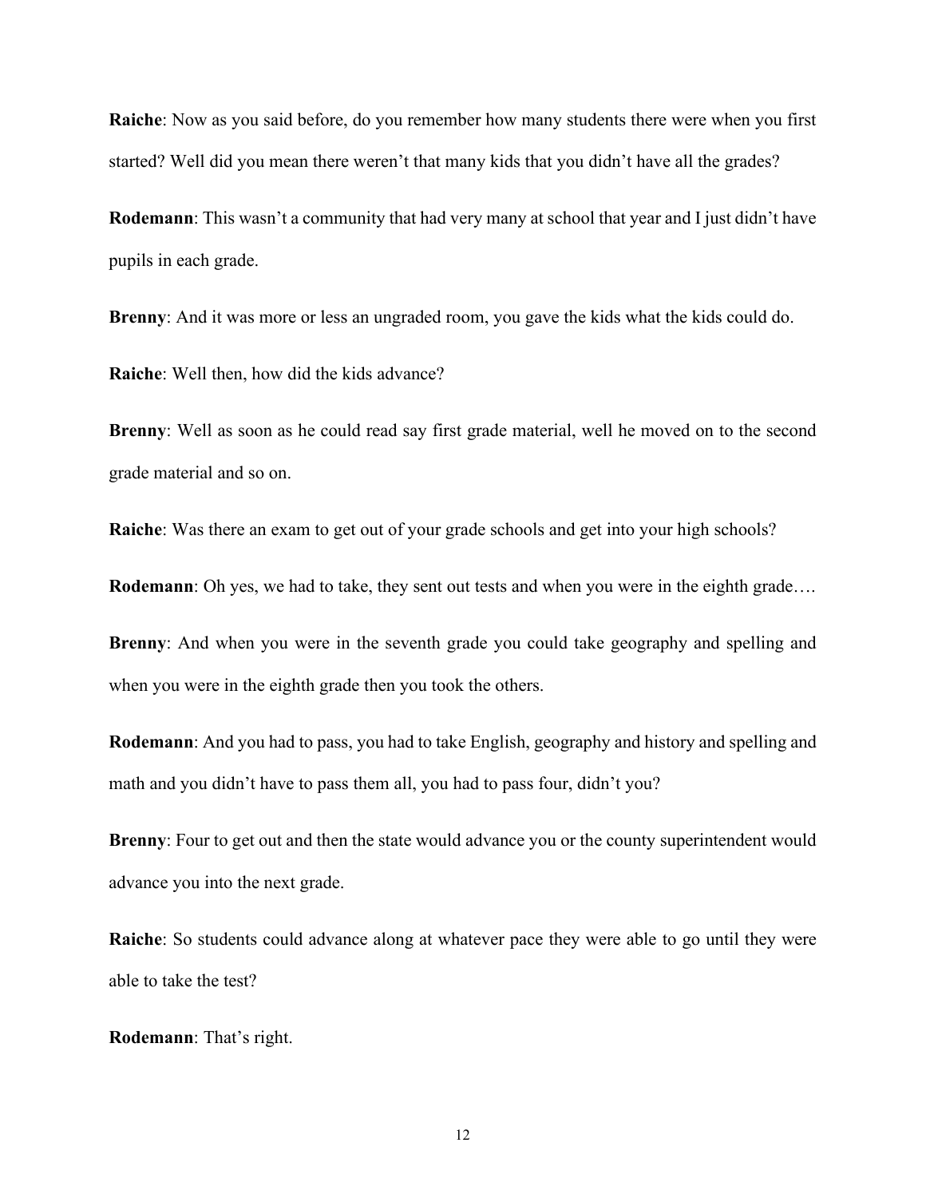**Raiche**: Now as you said before, do you remember how many students there were when you first started? Well did you mean there weren't that many kids that you didn't have all the grades?

**Rodemann**: This wasn't a community that had very many at school that year and I just didn't have pupils in each grade.

**Brenny**: And it was more or less an ungraded room, you gave the kids what the kids could do.

**Raiche**: Well then, how did the kids advance?

**Brenny**: Well as soon as he could read say first grade material, well he moved on to the second grade material and so on.

**Raiche**: Was there an exam to get out of your grade schools and get into your high schools?

**Rodemann**: Oh yes, we had to take, they sent out tests and when you were in the eighth grade….

**Brenny**: And when you were in the seventh grade you could take geography and spelling and when you were in the eighth grade then you took the others.

**Rodemann**: And you had to pass, you had to take English, geography and history and spelling and math and you didn't have to pass them all, you had to pass four, didn't you?

**Brenny**: Four to get out and then the state would advance you or the county superintendent would advance you into the next grade.

**Raiche**: So students could advance along at whatever pace they were able to go until they were able to take the test?

**Rodemann**: That's right.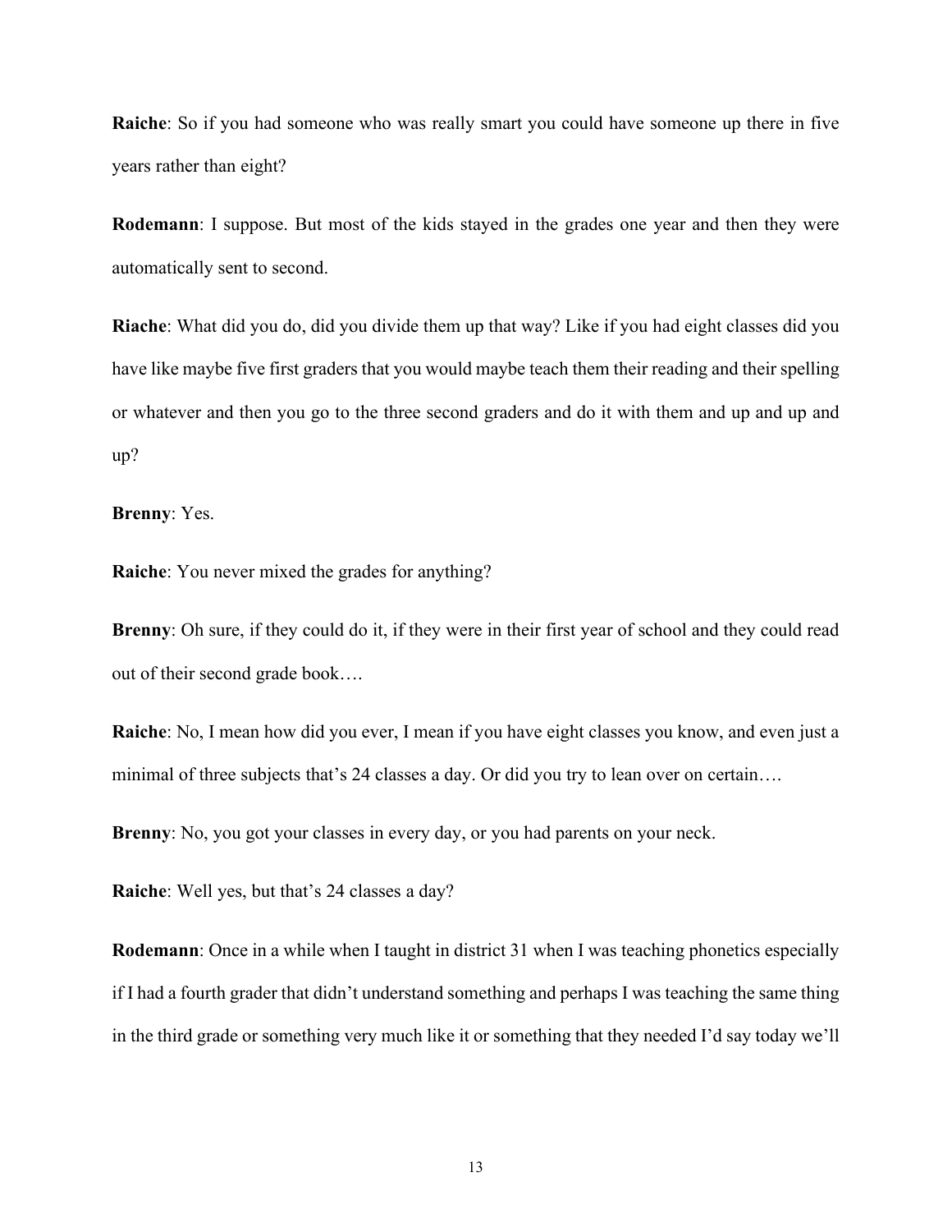**Raiche**: So if you had someone who was really smart you could have someone up there in five years rather than eight?

**Rodemann**: I suppose. But most of the kids stayed in the grades one year and then they were automatically sent to second.

**Riache**: What did you do, did you divide them up that way? Like if you had eight classes did you have like maybe five first graders that you would maybe teach them their reading and their spelling or whatever and then you go to the three second graders and do it with them and up and up and up?

**Brenny**: Yes.

**Raiche**: You never mixed the grades for anything?

**Brenny**: Oh sure, if they could do it, if they were in their first year of school and they could read out of their second grade book….

**Raiche**: No, I mean how did you ever, I mean if you have eight classes you know, and even just a minimal of three subjects that's 24 classes a day. Or did you try to lean over on certain….

**Brenny**: No, you got your classes in every day, or you had parents on your neck.

**Raiche**: Well yes, but that's 24 classes a day?

**Rodemann**: Once in a while when I taught in district 31 when I was teaching phonetics especially if I had a fourth grader that didn't understand something and perhaps I was teaching the same thing in the third grade or something very much like it or something that they needed I'd say today we'll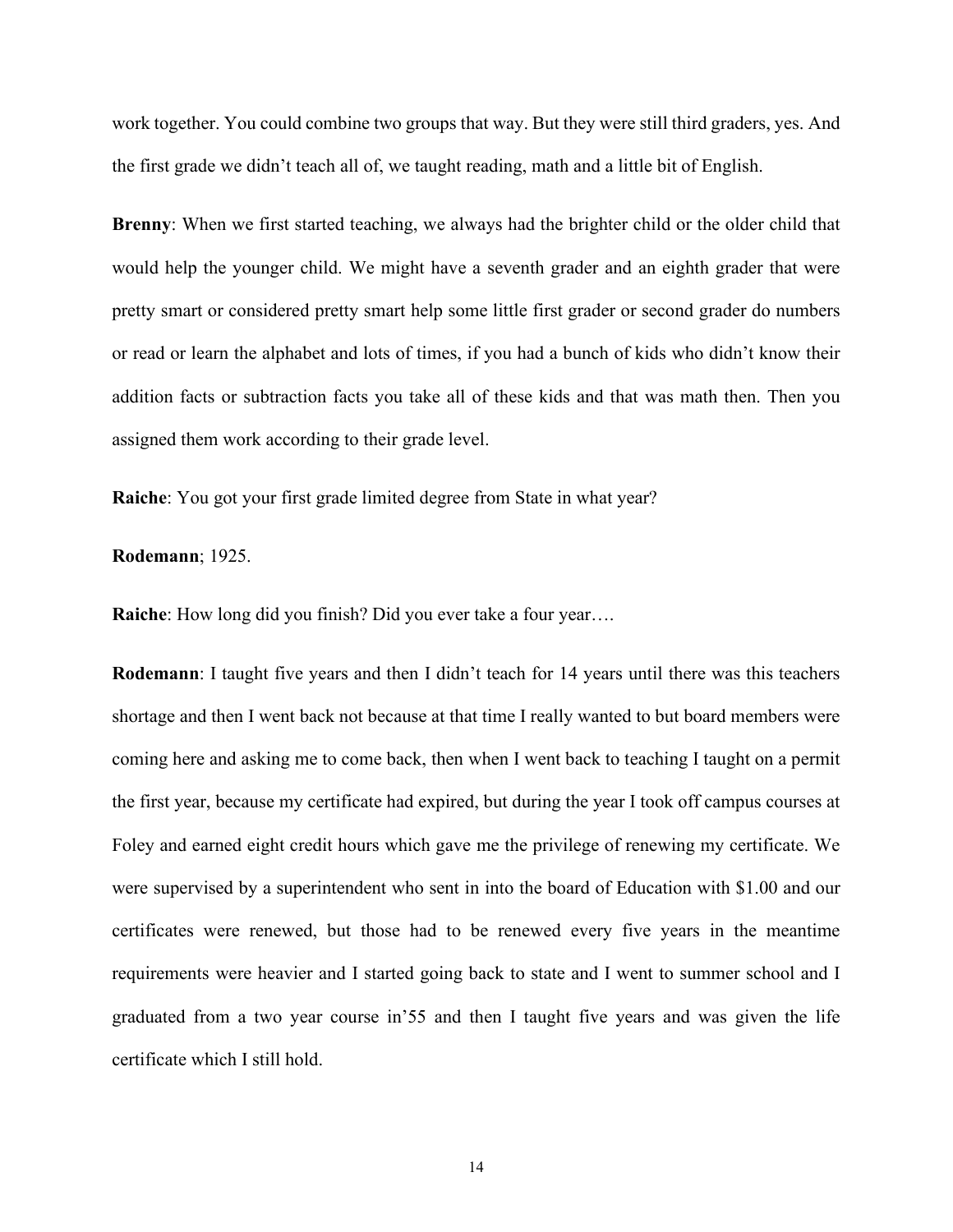work together. You could combine two groups that way. But they were still third graders, yes. And the first grade we didn't teach all of, we taught reading, math and a little bit of English.

**Brenny**: When we first started teaching, we always had the brighter child or the older child that would help the younger child. We might have a seventh grader and an eighth grader that were pretty smart or considered pretty smart help some little first grader or second grader do numbers or read or learn the alphabet and lots of times, if you had a bunch of kids who didn't know their addition facts or subtraction facts you take all of these kids and that was math then. Then you assigned them work according to their grade level.

**Raiche**: You got your first grade limited degree from State in what year?

**Rodemann**; 1925.

**Raiche**: How long did you finish? Did you ever take a four year….

**Rodemann**: I taught five years and then I didn't teach for 14 years until there was this teachers shortage and then I went back not because at that time I really wanted to but board members were coming here and asking me to come back, then when I went back to teaching I taught on a permit the first year, because my certificate had expired, but during the year I took off campus courses at Foley and earned eight credit hours which gave me the privilege of renewing my certificate. We were supervised by a superintendent who sent in into the board of Education with $1.00 and our certificates were renewed, but those had to be renewed every five years in the meantime requirements were heavier and I started going back to state and I went to summer school and I graduated from a two year course in'55 and then I taught five years and was given the life certificate which I still hold.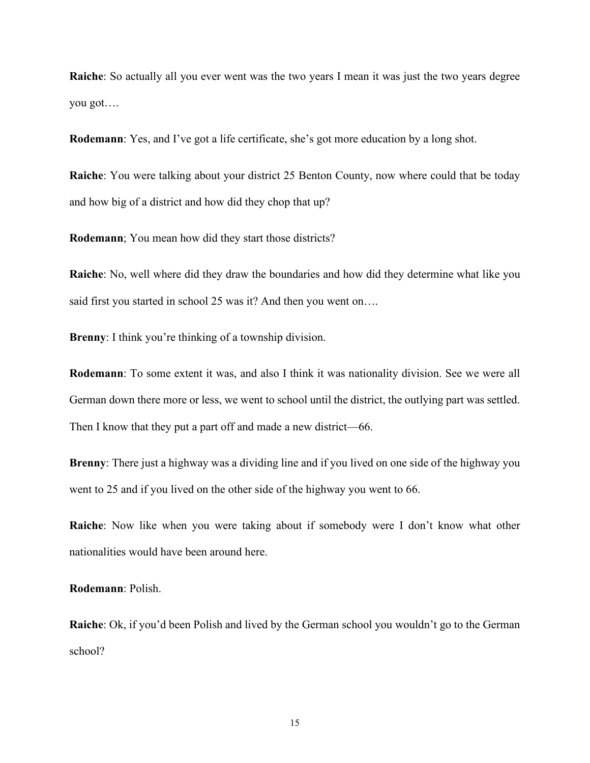**Raiche**: So actually all you ever went was the two years I mean it was just the two years degree you got….

**Rodemann**: Yes, and I've got a life certificate, she's got more education by a long shot.

**Raiche**: You were talking about your district 25 Benton County, now where could that be today and how big of a district and how did they chop that up?

**Rodemann**; You mean how did they start those districts?

**Raiche**: No, well where did they draw the boundaries and how did they determine what like you said first you started in school 25 was it? And then you went on….

**Brenny**: I think you're thinking of a township division.

**Rodemann**: To some extent it was, and also I think it was nationality division. See we were all German down there more or less, we went to school until the district, the outlying part was settled. Then I know that they put a part off and made a new district—66.

**Brenny**: There just a highway was a dividing line and if you lived on one side of the highway you went to 25 and if you lived on the other side of the highway you went to 66.

**Raiche**: Now like when you were taking about if somebody were I don't know what other nationalities would have been around here.

**Rodemann**: Polish.

**Raiche**: Ok, if you'd been Polish and lived by the German school you wouldn't go to the German school?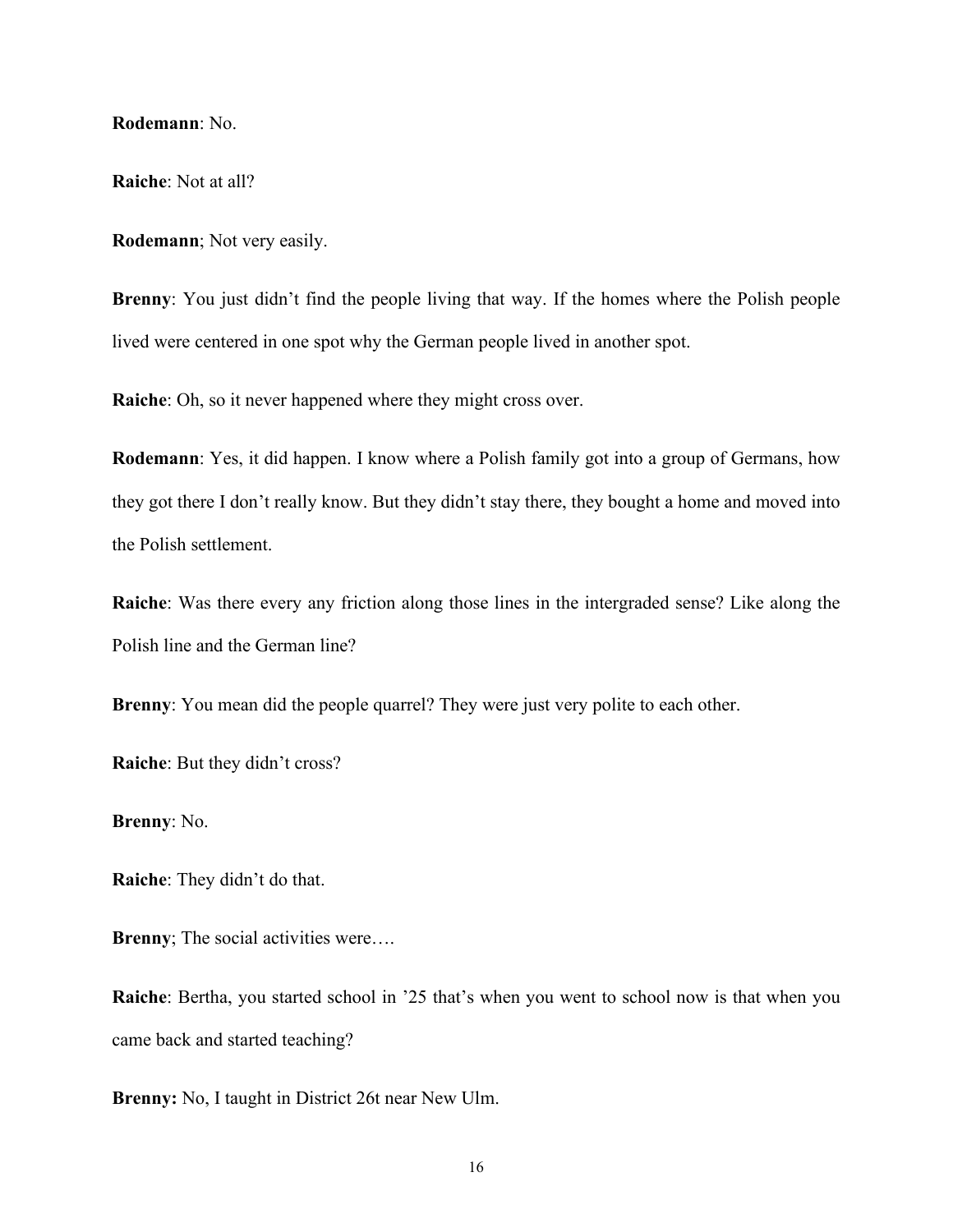**Rodemann**: No.

**Raiche**: Not at all?

**Rodemann**; Not very easily.

**Brenny**: You just didn't find the people living that way. If the homes where the Polish people lived were centered in one spot why the German people lived in another spot.

**Raiche**: Oh, so it never happened where they might cross over.

**Rodemann**: Yes, it did happen. I know where a Polish family got into a group of Germans, how they got there I don't really know. But they didn't stay there, they bought a home and moved into the Polish settlement.

**Raiche**: Was there every any friction along those lines in the intergraded sense? Like along the Polish line and the German line?

**Brenny**: You mean did the people quarrel? They were just very polite to each other.

**Raiche**: But they didn't cross?

**Brenny**: No.

**Raiche**: They didn't do that.

**Brenny**; The social activities were….

**Raiche**: Bertha, you started school in '25 that's when you went to school now is that when you came back and started teaching?

**Brenny:** No, I taught in District 26t near New Ulm.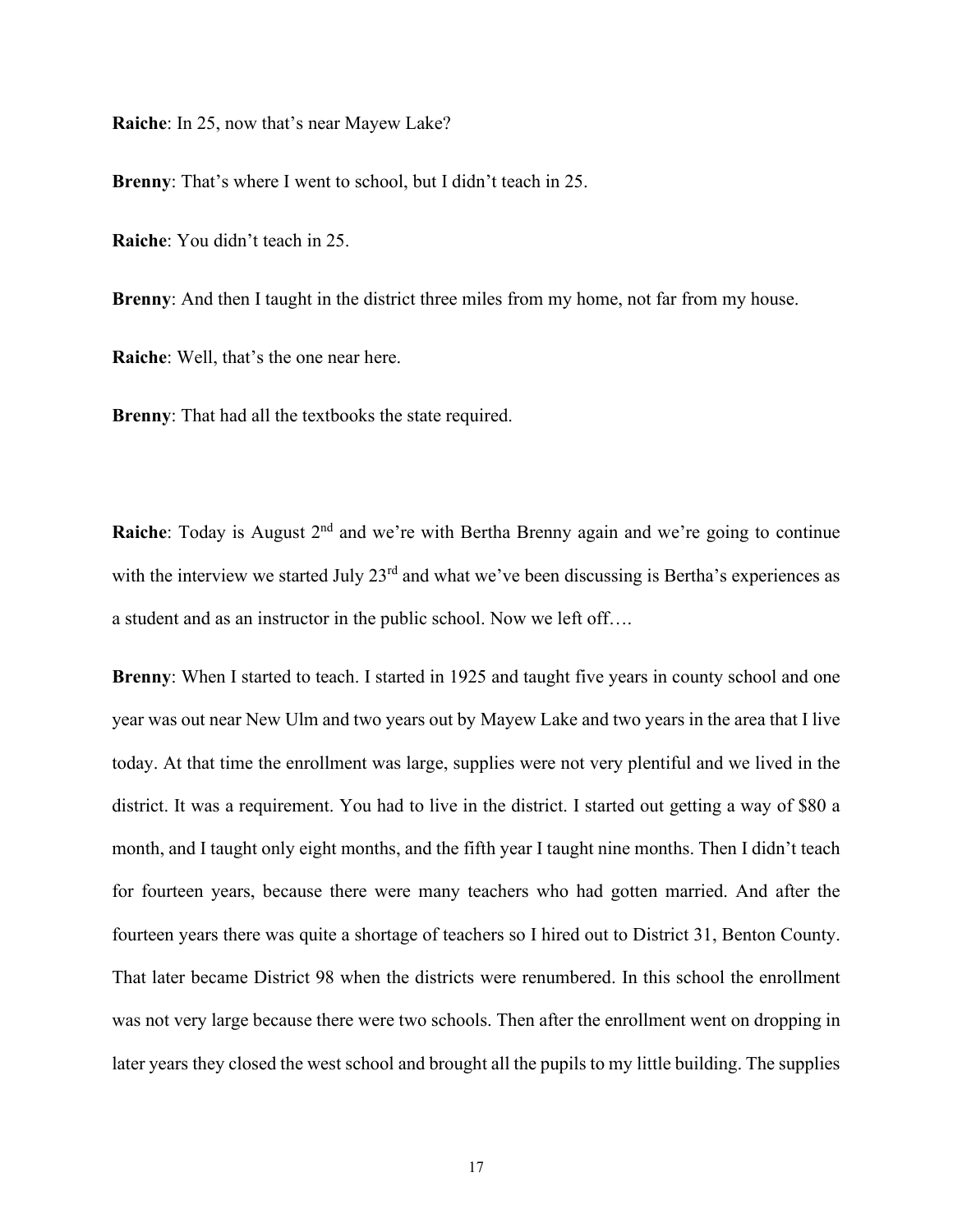**Raiche**: In 25, now that's near Mayew Lake?

**Brenny**: That's where I went to school, but I didn't teach in 25.

**Raiche**: You didn't teach in 25.

**Brenny**: And then I taught in the district three miles from my home, not far from my house.

**Raiche**: Well, that's the one near here.

**Brenny**: That had all the textbooks the state required.

**Raiche**: Today is August 2nd and we're with Bertha Brenny again and we're going to continue with the interview we started July 23rd and what we've been discussing is Bertha's experiences as a student and as an instructor in the public school. Now we left off….

**Brenny**: When I started to teach. I started in 1925 and taught five years in county school and one year was out near New Ulm and two years out by Mayew Lake and two years in the area that I live today. At that time the enrollment was large, supplies were not very plentiful and we lived in the district. It was a requirement. You had to live in the district. I started out getting a way of $80 a month, and I taught only eight months, and the fifth year I taught nine months. Then I didn't teach for fourteen years, because there were many teachers who had gotten married. And after the fourteen years there was quite a shortage of teachers so I hired out to District 31, Benton County. That later became District 98 when the districts were renumbered. In this school the enrollment was not very large because there were two schools. Then after the enrollment went on dropping in later years they closed the west school and brought all the pupils to my little building. The supplies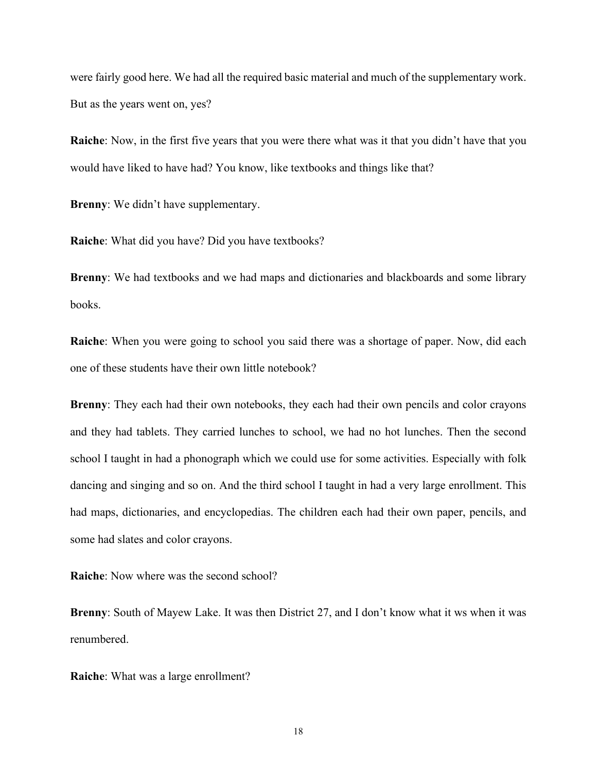were fairly good here. We had all the required basic material and much of the supplementary work. But as the years went on, yes?

**Raiche**: Now, in the first five years that you were there what was it that you didn't have that you would have liked to have had? You know, like textbooks and things like that?

**Brenny**: We didn't have supplementary.

**Raiche**: What did you have? Did you have textbooks?

**Brenny**: We had textbooks and we had maps and dictionaries and blackboards and some library books.

**Raiche**: When you were going to school you said there was a shortage of paper. Now, did each one of these students have their own little notebook?

**Brenny**: They each had their own notebooks, they each had their own pencils and color crayons and they had tablets. They carried lunches to school, we had no hot lunches. Then the second school I taught in had a phonograph which we could use for some activities. Especially with folk dancing and singing and so on. And the third school I taught in had a very large enrollment. This had maps, dictionaries, and encyclopedias. The children each had their own paper, pencils, and some had slates and color crayons.

**Raiche**: Now where was the second school?

**Brenny**: South of Mayew Lake. It was then District 27, and I don't know what it ws when it was renumbered.

**Raiche**: What was a large enrollment?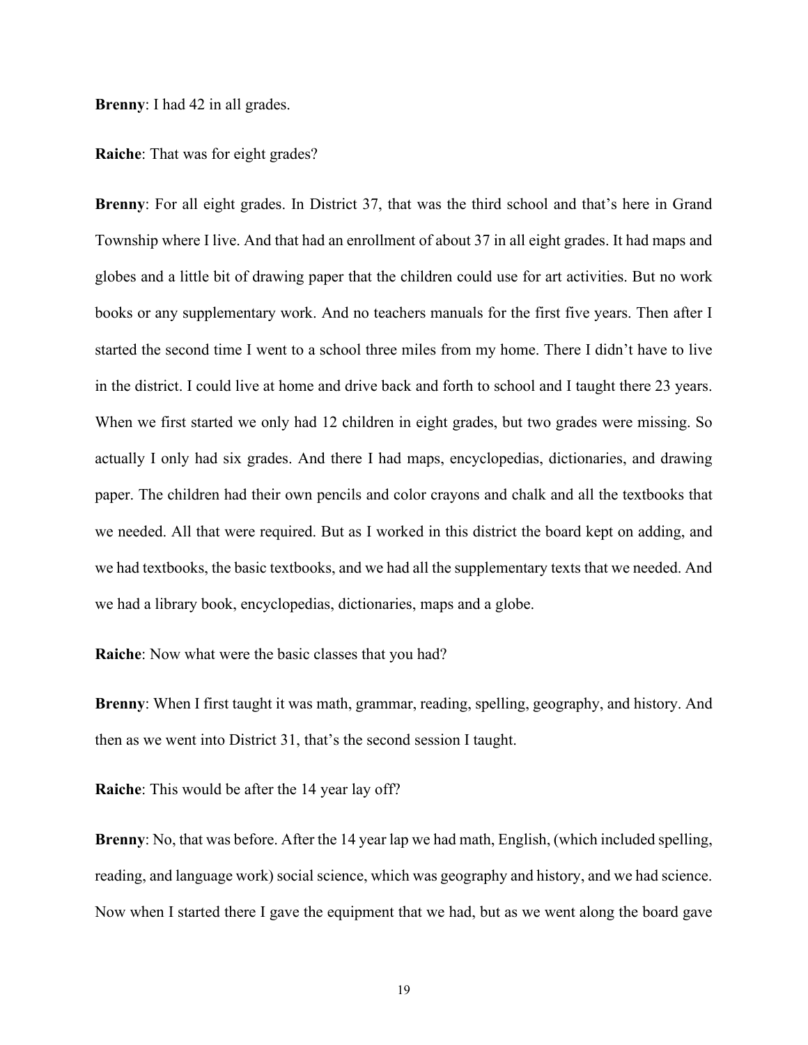**Brenny**: I had 42 in all grades.

**Raiche**: That was for eight grades?

**Brenny**: For all eight grades. In District 37, that was the third school and that's here in Grand Township where I live. And that had an enrollment of about 37 in all eight grades. It had maps and globes and a little bit of drawing paper that the children could use for art activities. But no work books or any supplementary work. And no teachers manuals for the first five years. Then after I started the second time I went to a school three miles from my home. There I didn't have to live in the district. I could live at home and drive back and forth to school and I taught there 23 years. When we first started we only had 12 children in eight grades, but two grades were missing. So actually I only had six grades. And there I had maps, encyclopedias, dictionaries, and drawing paper. The children had their own pencils and color crayons and chalk and all the textbooks that we needed. All that were required. But as I worked in this district the board kept on adding, and we had textbooks, the basic textbooks, and we had all the supplementary texts that we needed. And we had a library book, encyclopedias, dictionaries, maps and a globe.

**Raiche**: Now what were the basic classes that you had?

**Brenny**: When I first taught it was math, grammar, reading, spelling, geography, and history. And then as we went into District 31, that's the second session I taught.

**Raiche**: This would be after the 14 year lay off?

**Brenny**: No, that was before. After the 14 year lap we had math, English, (which included spelling, reading, and language work) social science, which was geography and history, and we had science. Now when I started there I gave the equipment that we had, but as we went along the board gave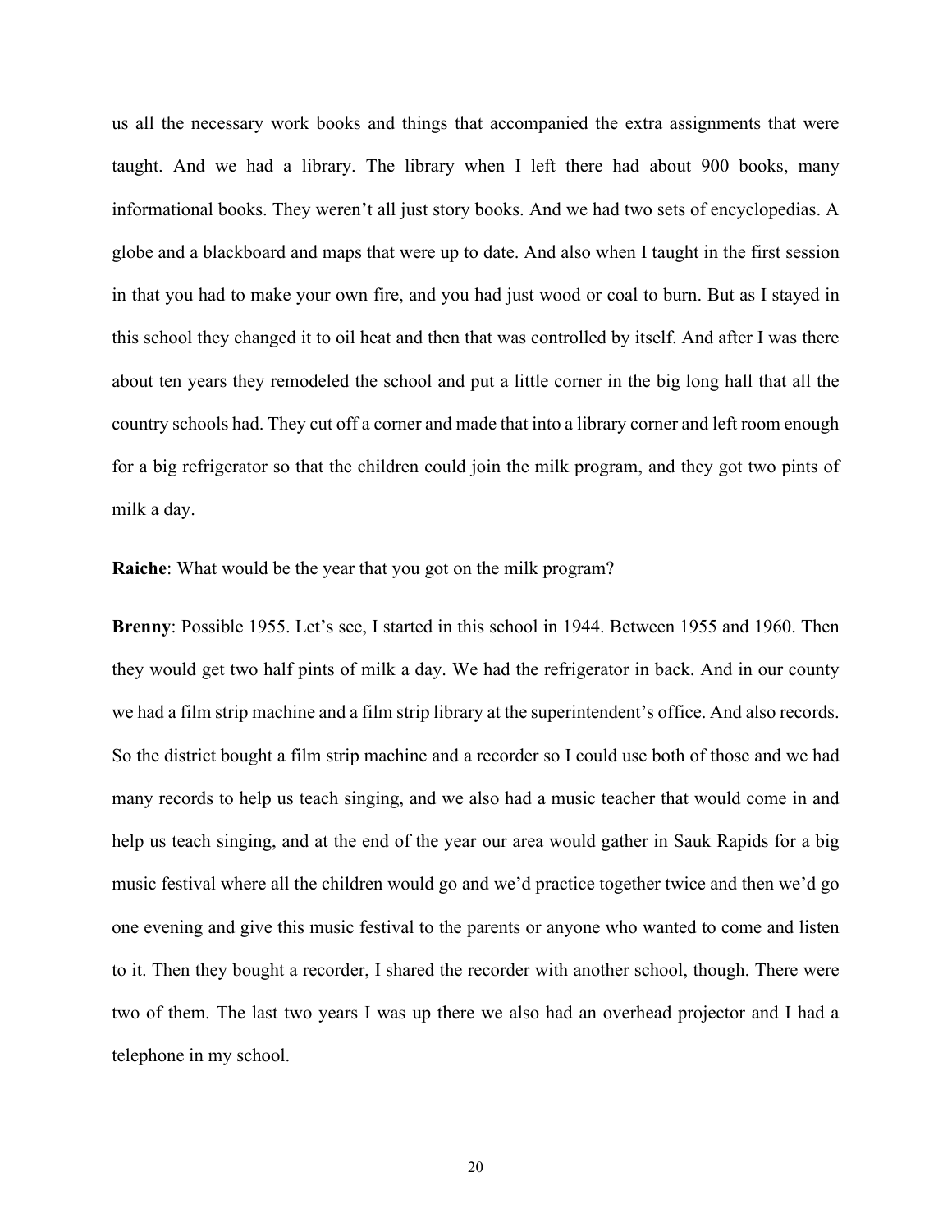us all the necessary work books and things that accompanied the extra assignments that were taught. And we had a library. The library when I left there had about 900 books, many informational books. They weren't all just story books. And we had two sets of encyclopedias. A globe and a blackboard and maps that were up to date. And also when I taught in the first session in that you had to make your own fire, and you had just wood or coal to burn. But as I stayed in this school they changed it to oil heat and then that was controlled by itself. And after I was there about ten years they remodeled the school and put a little corner in the big long hall that all the country schools had. They cut off a corner and made that into a library corner and left room enough for a big refrigerator so that the children could join the milk program, and they got two pints of milk a day.

**Raiche**: What would be the year that you got on the milk program?

**Brenny**: Possible 1955. Let's see, I started in this school in 1944. Between 1955 and 1960. Then they would get two half pints of milk a day. We had the refrigerator in back. And in our county we had a film strip machine and a film strip library at the superintendent's office. And also records. So the district bought a film strip machine and a recorder so I could use both of those and we had many records to help us teach singing, and we also had a music teacher that would come in and help us teach singing, and at the end of the year our area would gather in Sauk Rapids for a big music festival where all the children would go and we'd practice together twice and then we'd go one evening and give this music festival to the parents or anyone who wanted to come and listen to it. Then they bought a recorder, I shared the recorder with another school, though. There were two of them. The last two years I was up there we also had an overhead projector and I had a telephone in my school.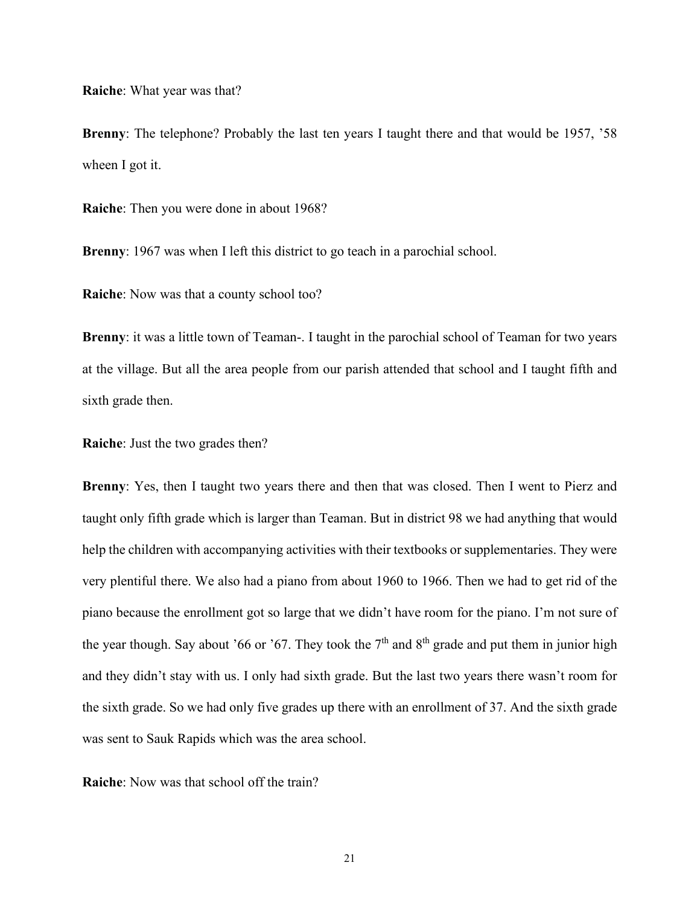**Raiche**: What year was that?

**Brenny**: The telephone? Probably the last ten years I taught there and that would be 1957, '58 wheen I got it.

**Raiche**: Then you were done in about 1968?

**Brenny**: 1967 was when I left this district to go teach in a parochial school.

**Raiche**: Now was that a county school too?

**Brenny**: it was a little town of Teaman-. I taught in the parochial school of Teaman for two years at the village. But all the area people from our parish attended that school and I taught fifth and sixth grade then.

**Raiche**: Just the two grades then?

**Brenny**: Yes, then I taught two years there and then that was closed. Then I went to Pierz and taught only fifth grade which is larger than Teaman. But in district 98 we had anything that would help the children with accompanying activities with their textbooks or supplementaries. They were very plentiful there. We also had a piano from about 1960 to 1966. Then we had to get rid of the piano because the enrollment got so large that we didn't have room for the piano. I'm not sure of the year though. Say about '66 or '67. They took the 7th and 8th grade and put them in junior high and they didn't stay with us. I only had sixth grade. But the last two years there wasn't room for the sixth grade. So we had only five grades up there with an enrollment of 37. And the sixth grade was sent to Sauk Rapids which was the area school.

**Raiche**: Now was that school off the train?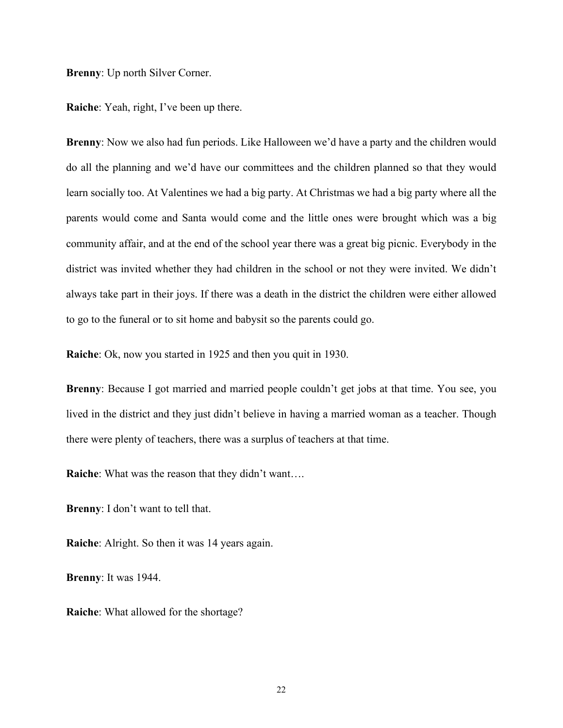**Brenny**: Up north Silver Corner.

**Raiche**: Yeah, right, I've been up there.

**Brenny**: Now we also had fun periods. Like Halloween we'd have a party and the children would do all the planning and we'd have our committees and the children planned so that they would learn socially too. At Valentines we had a big party. At Christmas we had a big party where all the parents would come and Santa would come and the little ones were brought which was a big community affair, and at the end of the school year there was a great big picnic. Everybody in the district was invited whether they had children in the school or not they were invited. We didn't always take part in their joys. If there was a death in the district the children were either allowed to go to the funeral or to sit home and babysit so the parents could go.

**Raiche**: Ok, now you started in 1925 and then you quit in 1930.

**Brenny**: Because I got married and married people couldn't get jobs at that time. You see, you lived in the district and they just didn't believe in having a married woman as a teacher. Though there were plenty of teachers, there was a surplus of teachers at that time.

**Raiche**: What was the reason that they didn't want….

**Brenny**: I don't want to tell that.

**Raiche**: Alright. So then it was 14 years again.

**Brenny**: It was 1944.

**Raiche**: What allowed for the shortage?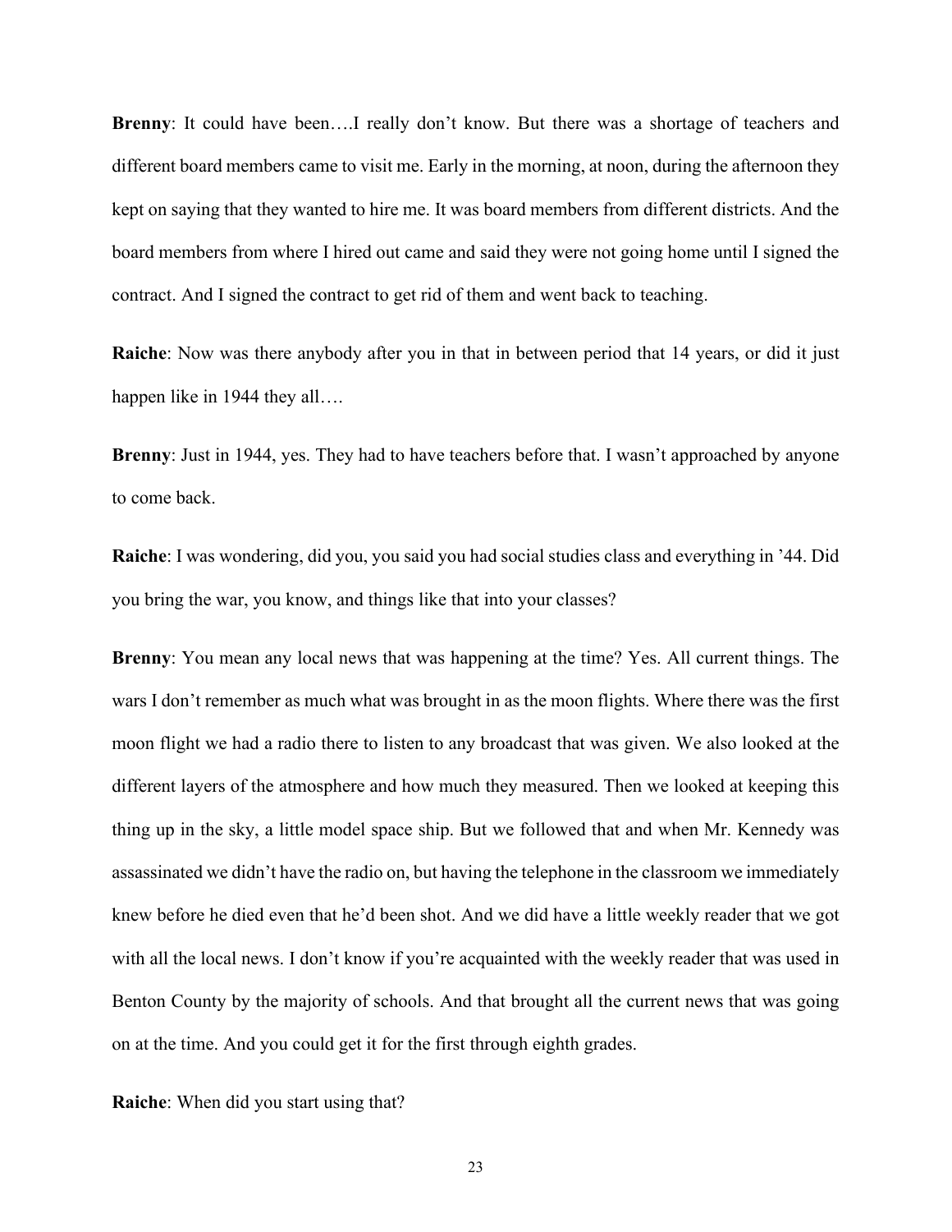**Brenny**: It could have been….I really don't know. But there was a shortage of teachers and different board members came to visit me. Early in the morning, at noon, during the afternoon they kept on saying that they wanted to hire me. It was board members from different districts. And the board members from where I hired out came and said they were not going home until I signed the contract. And I signed the contract to get rid of them and went back to teaching.

**Raiche**: Now was there anybody after you in that in between period that 14 years, or did it just happen like in 1944 they all….

**Brenny**: Just in 1944, yes. They had to have teachers before that. I wasn't approached by anyone to come back.

**Raiche**: I was wondering, did you, you said you had social studies class and everything in '44. Did you bring the war, you know, and things like that into your classes?

**Brenny**: You mean any local news that was happening at the time? Yes. All current things. The wars I don't remember as much what was brought in as the moon flights. Where there was the first moon flight we had a radio there to listen to any broadcast that was given. We also looked at the different layers of the atmosphere and how much they measured. Then we looked at keeping this thing up in the sky, a little model space ship. But we followed that and when Mr. Kennedy was assassinated we didn't have the radio on, but having the telephone in the classroom we immediately knew before he died even that he'd been shot. And we did have a little weekly reader that we got with all the local news. I don't know if you're acquainted with the weekly reader that was used in Benton County by the majority of schools. And that brought all the current news that was going on at the time. And you could get it for the first through eighth grades.

**Raiche**: When did you start using that?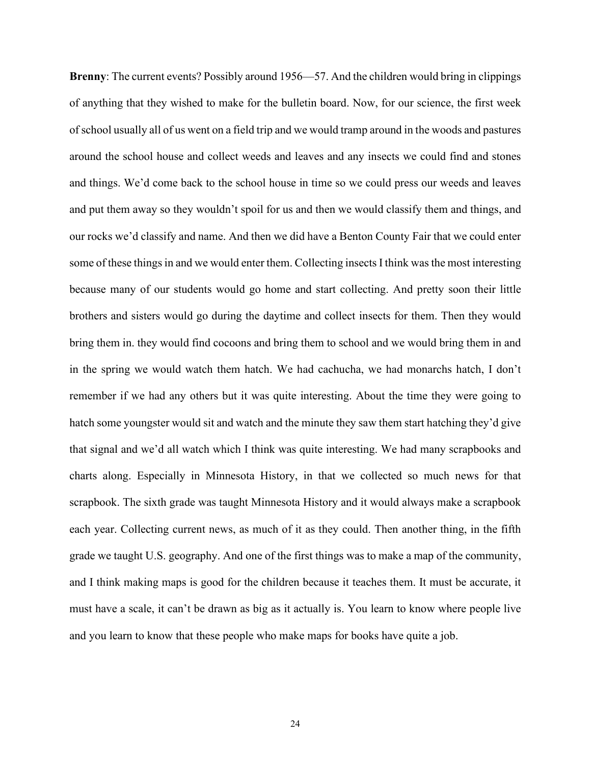**Brenny**: The current events? Possibly around 1956—57. And the children would bring in clippings of anything that they wished to make for the bulletin board. Now, for our science, the first week of school usually all of us went on a field trip and we would tramp around in the woods and pastures around the school house and collect weeds and leaves and any insects we could find and stones and things. We'd come back to the school house in time so we could press our weeds and leaves and put them away so they wouldn't spoil for us and then we would classify them and things, and our rocks we'd classify and name. And then we did have a Benton County Fair that we could enter some of these things in and we would enter them. Collecting insects I think was the most interesting because many of our students would go home and start collecting. And pretty soon their little brothers and sisters would go during the daytime and collect insects for them. Then they would bring them in. they would find cocoons and bring them to school and we would bring them in and in the spring we would watch them hatch. We had cachucha, we had monarchs hatch, I don't remember if we had any others but it was quite interesting. About the time they were going to hatch some youngster would sit and watch and the minute they saw them start hatching they'd give that signal and we'd all watch which I think was quite interesting. We had many scrapbooks and charts along. Especially in Minnesota History, in that we collected so much news for that scrapbook. The sixth grade was taught Minnesota History and it would always make a scrapbook each year. Collecting current news, as much of it as they could. Then another thing, in the fifth grade we taught U.S. geography. And one of the first things was to make a map of the community, and I think making maps is good for the children because it teaches them. It must be accurate, it must have a scale, it can't be drawn as big as it actually is. You learn to know where people live and you learn to know that these people who make maps for books have quite a job.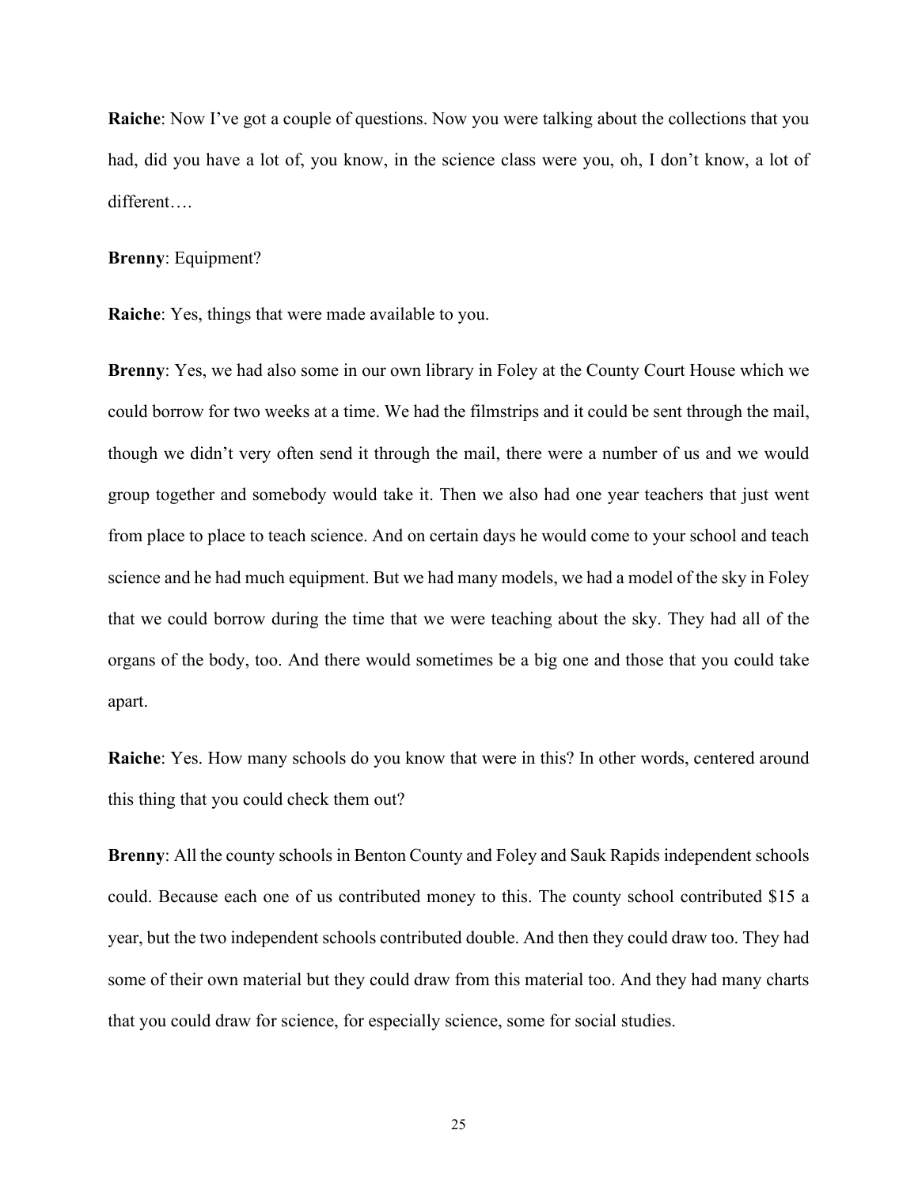**Raiche**: Now I've got a couple of questions. Now you were talking about the collections that you had, did you have a lot of, you know, in the science class were you, oh, I don't know, a lot of different….

**Brenny**: Equipment?

**Raiche**: Yes, things that were made available to you.

**Brenny**: Yes, we had also some in our own library in Foley at the County Court House which we could borrow for two weeks at a time. We had the filmstrips and it could be sent through the mail, though we didn't very often send it through the mail, there were a number of us and we would group together and somebody would take it. Then we also had one year teachers that just went from place to place to teach science. And on certain days he would come to your school and teach science and he had much equipment. But we had many models, we had a model of the sky in Foley that we could borrow during the time that we were teaching about the sky. They had all of the organs of the body, too. And there would sometimes be a big one and those that you could take apart.

**Raiche**: Yes. How many schools do you know that were in this? In other words, centered around this thing that you could check them out?

**Brenny**: All the county schools in Benton County and Foley and Sauk Rapids independent schools could. Because each one of us contributed money to this. The county school contributed $15 a year, but the two independent schools contributed double. And then they could draw too. They had some of their own material but they could draw from this material too. And they had many charts that you could draw for science, for especially science, some for social studies.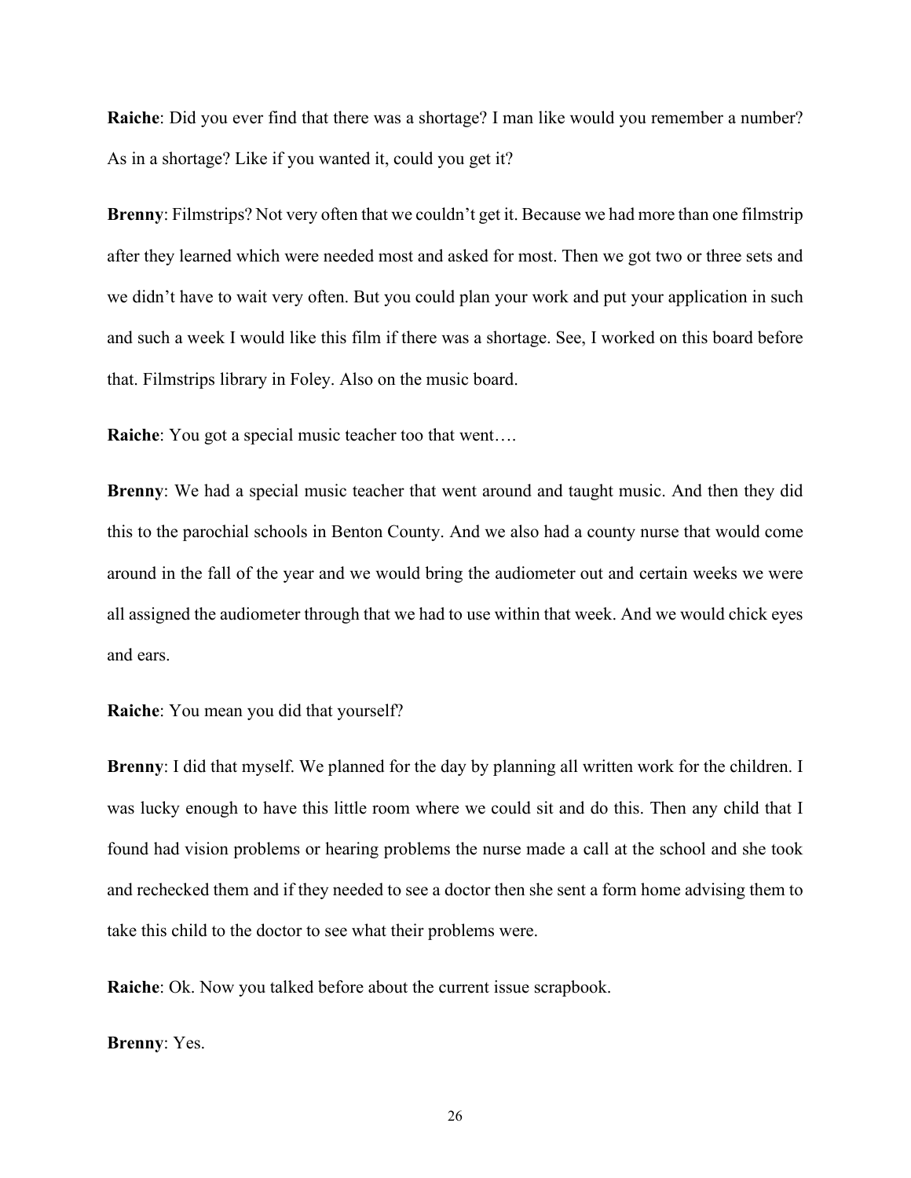**Raiche**: Did you ever find that there was a shortage? I man like would you remember a number? As in a shortage? Like if you wanted it, could you get it?

**Brenny**: Filmstrips? Not very often that we couldn't get it. Because we had more than one filmstrip after they learned which were needed most and asked for most. Then we got two or three sets and we didn't have to wait very often. But you could plan your work and put your application in such and such a week I would like this film if there was a shortage. See, I worked on this board before that. Filmstrips library in Foley. Also on the music board.

**Raiche**: You got a special music teacher too that went….

**Brenny**: We had a special music teacher that went around and taught music. And then they did this to the parochial schools in Benton County. And we also had a county nurse that would come around in the fall of the year and we would bring the audiometer out and certain weeks we were all assigned the audiometer through that we had to use within that week. And we would chick eyes and ears.

**Raiche**: You mean you did that yourself?

**Brenny**: I did that myself. We planned for the day by planning all written work for the children. I was lucky enough to have this little room where we could sit and do this. Then any child that I found had vision problems or hearing problems the nurse made a call at the school and she took and rechecked them and if they needed to see a doctor then she sent a form home advising them to take this child to the doctor to see what their problems were.

**Raiche**: Ok. Now you talked before about the current issue scrapbook.

**Brenny**: Yes.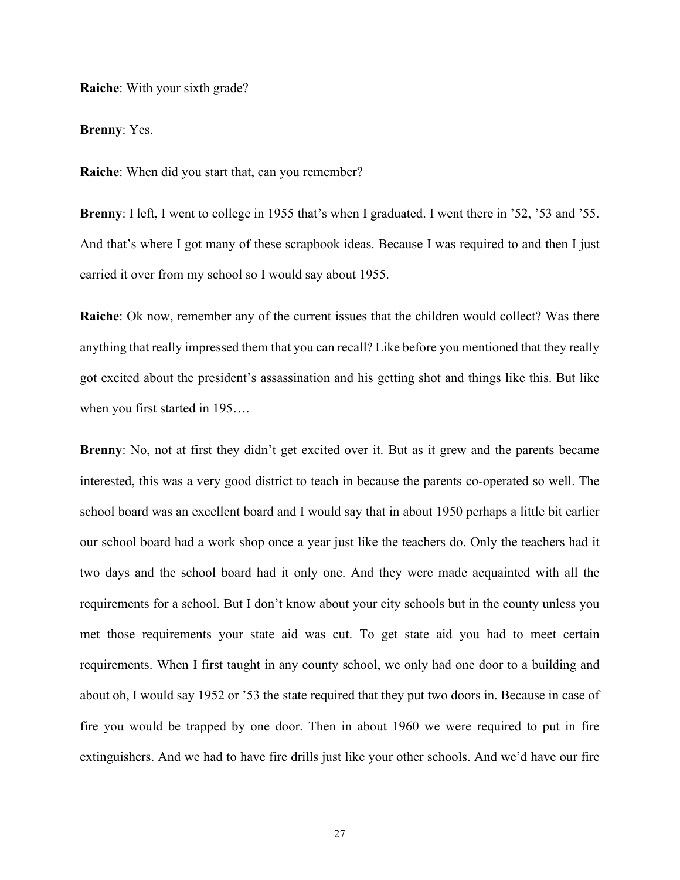**Raiche**: With your sixth grade?

**Brenny**: Yes.

**Raiche**: When did you start that, can you remember?

**Brenny**: I left, I went to college in 1955 that's when I graduated. I went there in '52, '53 and '55. And that's where I got many of these scrapbook ideas. Because I was required to and then I just carried it over from my school so I would say about 1955.

**Raiche**: Ok now, remember any of the current issues that the children would collect? Was there anything that really impressed them that you can recall? Like before you mentioned that they really got excited about the president's assassination and his getting shot and things like this. But like when you first started in 195….

**Brenny**: No, not at first they didn't get excited over it. But as it grew and the parents became interested, this was a very good district to teach in because the parents co-operated so well. The school board was an excellent board and I would say that in about 1950 perhaps a little bit earlier our school board had a work shop once a year just like the teachers do. Only the teachers had it two days and the school board had it only one. And they were made acquainted with all the requirements for a school. But I don't know about your city schools but in the county unless you met those requirements your state aid was cut. To get state aid you had to meet certain requirements. When I first taught in any county school, we only had one door to a building and about oh, I would say 1952 or '53 the state required that they put two doors in. Because in case of fire you would be trapped by one door. Then in about 1960 we were required to put in fire extinguishers. And we had to have fire drills just like your other schools. And we'd have our fire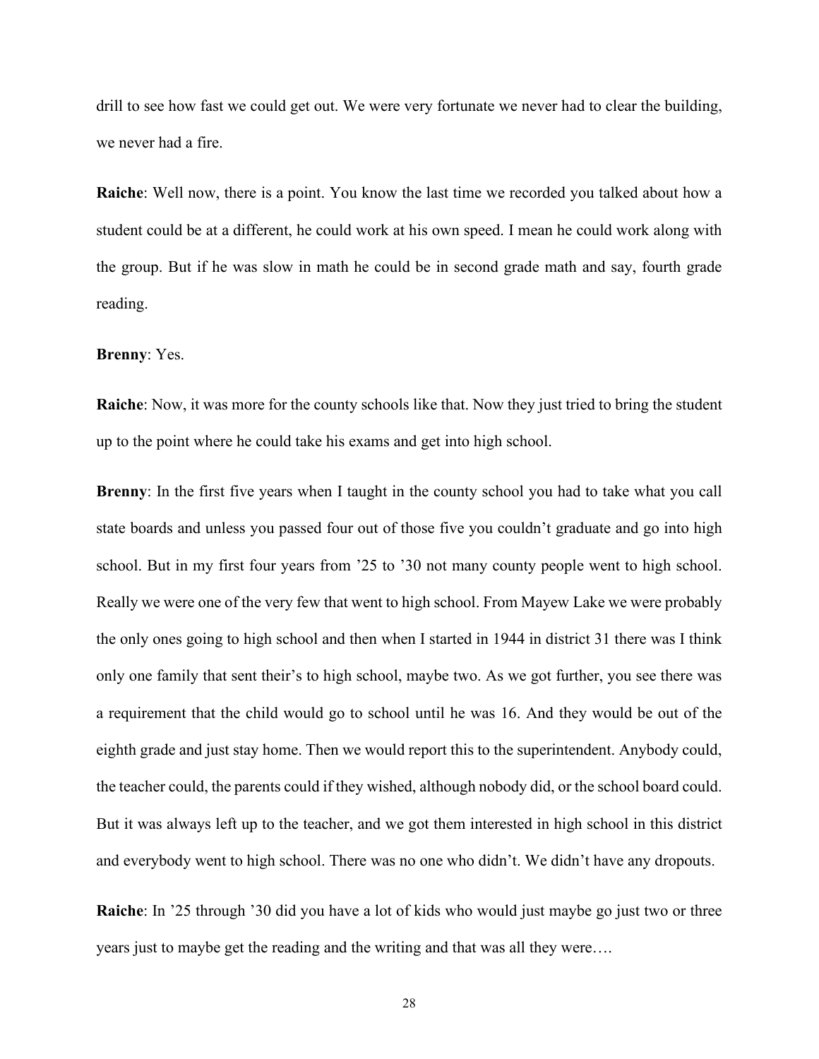drill to see how fast we could get out. We were very fortunate we never had to clear the building, we never had a fire.

**Raiche**: Well now, there is a point. You know the last time we recorded you talked about how a student could be at a different, he could work at his own speed. I mean he could work along with the group. But if he was slow in math he could be in second grade math and say, fourth grade reading.

**Brenny**: Yes.

**Raiche**: Now, it was more for the county schools like that. Now they just tried to bring the student up to the point where he could take his exams and get into high school.

**Brenny**: In the first five years when I taught in the county school you had to take what you call state boards and unless you passed four out of those five you couldn't graduate and go into high school. But in my first four years from '25 to '30 not many county people went to high school. Really we were one of the very few that went to high school. From Mayew Lake we were probably the only ones going to high school and then when I started in 1944 in district 31 there was I think only one family that sent their's to high school, maybe two. As we got further, you see there was a requirement that the child would go to school until he was 16. And they would be out of the eighth grade and just stay home. Then we would report this to the superintendent. Anybody could, the teacher could, the parents could if they wished, although nobody did, or the school board could. But it was always left up to the teacher, and we got them interested in high school in this district and everybody went to high school. There was no one who didn't. We didn't have any dropouts.

**Raiche**: In '25 through '30 did you have a lot of kids who would just maybe go just two or three years just to maybe get the reading and the writing and that was all they were….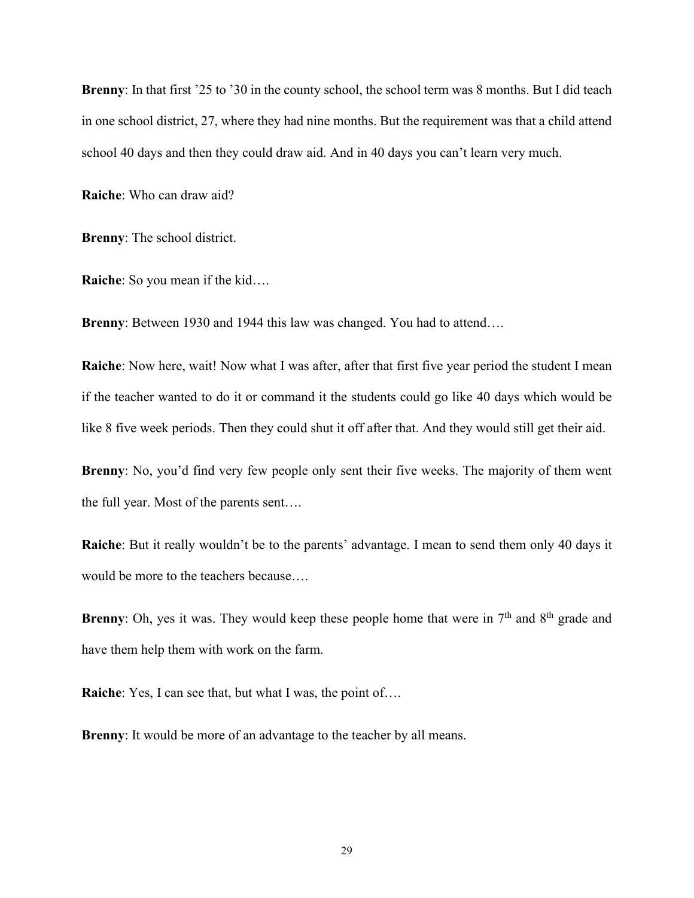**Brenny**: In that first '25 to '30 in the county school, the school term was 8 months. But I did teach in one school district, 27, where they had nine months. But the requirement was that a child attend school 40 days and then they could draw aid. And in 40 days you can't learn very much.

**Raiche**: Who can draw aid?

**Brenny**: The school district.

**Raiche**: So you mean if the kid….

**Brenny**: Between 1930 and 1944 this law was changed. You had to attend….

**Raiche**: Now here, wait! Now what I was after, after that first five year period the student I mean if the teacher wanted to do it or command it the students could go like 40 days which would be like 8 five week periods. Then they could shut it off after that. And they would still get their aid.

**Brenny**: No, you'd find very few people only sent their five weeks. The majority of them went the full year. Most of the parents sent….

**Raiche**: But it really wouldn't be to the parents' advantage. I mean to send them only 40 days it would be more to the teachers because….

**Brenny**: Oh, yes it was. They would keep these people home that were in 7th and 8th grade and have them help them with work on the farm.

**Raiche**: Yes, I can see that, but what I was, the point of….

**Brenny**: It would be more of an advantage to the teacher by all means.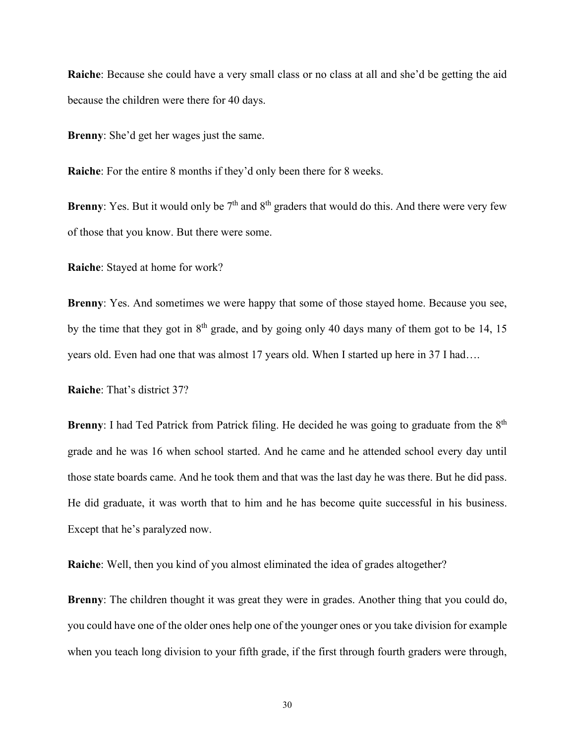**Raiche**: Because she could have a very small class or no class at all and she'd be getting the aid because the children were there for 40 days.

**Brenny**: She'd get her wages just the same.

**Raiche**: For the entire 8 months if they'd only been there for 8 weeks.

**Brenny**: Yes. But it would only be 7th and 8th graders that would do this. And there were very few of those that you know. But there were some.

**Raiche**: Stayed at home for work?

**Brenny**: Yes. And sometimes we were happy that some of those stayed home. Because you see, by the time that they got in 8th grade, and by going only 40 days many of them got to be 14, 15 years old. Even had one that was almost 17 years old. When I started up here in 37 I had….

**Raiche**: That's district 37?

**Brenny**: I had Ted Patrick from Patrick filing. He decided he was going to graduate from the 8th grade and he was 16 when school started. And he came and he attended school every day until those state boards came. And he took them and that was the last day he was there. But he did pass. He did graduate, it was worth that to him and he has become quite successful in his business. Except that he's paralyzed now.

**Raiche**: Well, then you kind of you almost eliminated the idea of grades altogether?

**Brenny**: The children thought it was great they were in grades. Another thing that you could do, you could have one of the older ones help one of the younger ones or you take division for example when you teach long division to your fifth grade, if the first through fourth graders were through,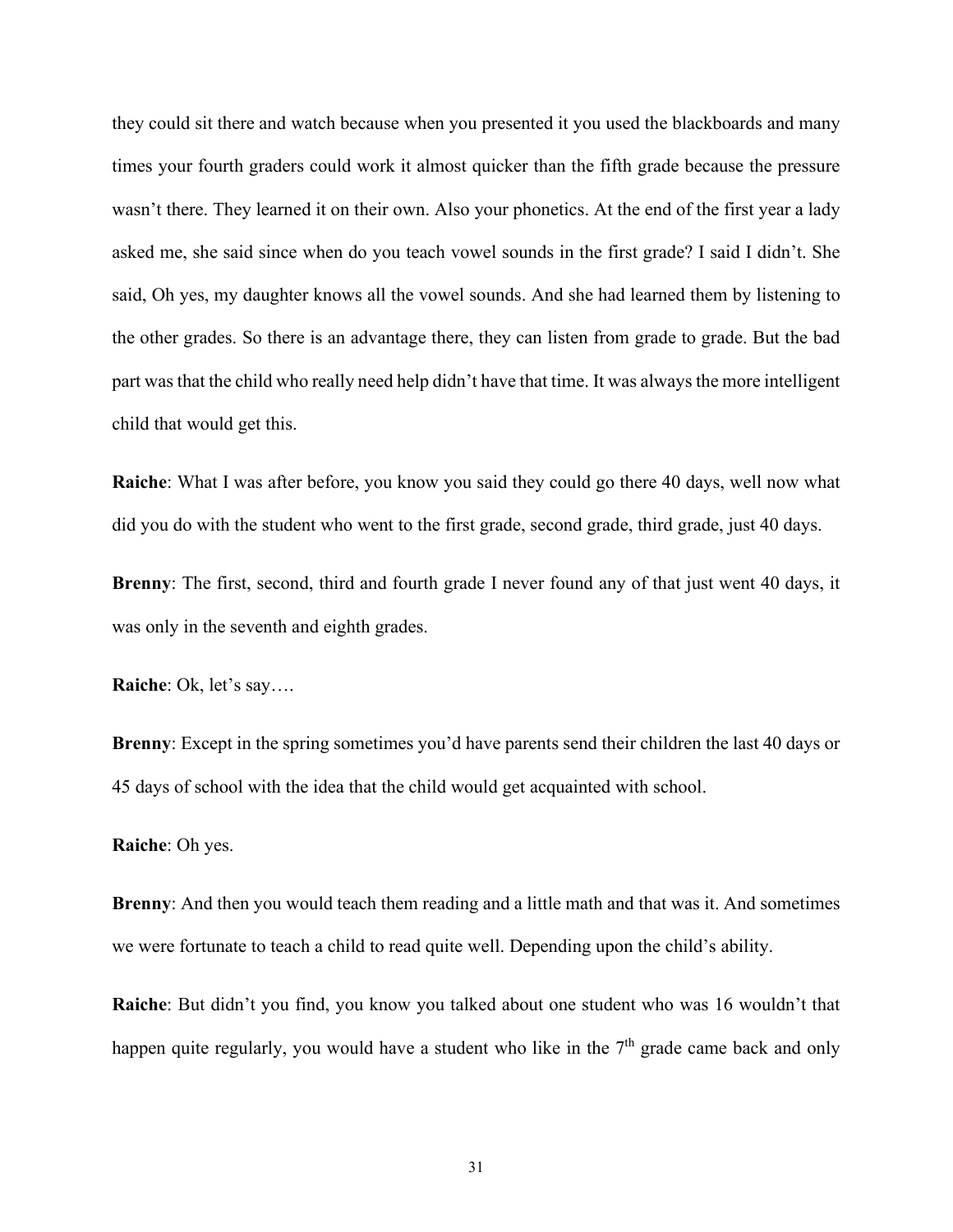they could sit there and watch because when you presented it you used the blackboards and many times your fourth graders could work it almost quicker than the fifth grade because the pressure wasn't there. They learned it on their own. Also your phonetics. At the end of the first year a lady asked me, she said since when do you teach vowel sounds in the first grade? I said I didn't. She said, Oh yes, my daughter knows all the vowel sounds. And she had learned them by listening to the other grades. So there is an advantage there, they can listen from grade to grade. But the bad part was that the child who really need help didn't have that time. It was always the more intelligent child that would get this.

**Raiche**: What I was after before, you know you said they could go there 40 days, well now what did you do with the student who went to the first grade, second grade, third grade, just 40 days.

**Brenny**: The first, second, third and fourth grade I never found any of that just went 40 days, it was only in the seventh and eighth grades.

**Raiche**: Ok, let's say….

**Brenny**: Except in the spring sometimes you'd have parents send their children the last 40 days or 45 days of school with the idea that the child would get acquainted with school.

**Raiche**: Oh yes.

**Brenny**: And then you would teach them reading and a little math and that was it. And sometimes we were fortunate to teach a child to read quite well. Depending upon the child's ability.

**Raiche**: But didn't you find, you know you talked about one student who was 16 wouldn't that happen quite regularly, you would have a student who like in the 7th grade came back and only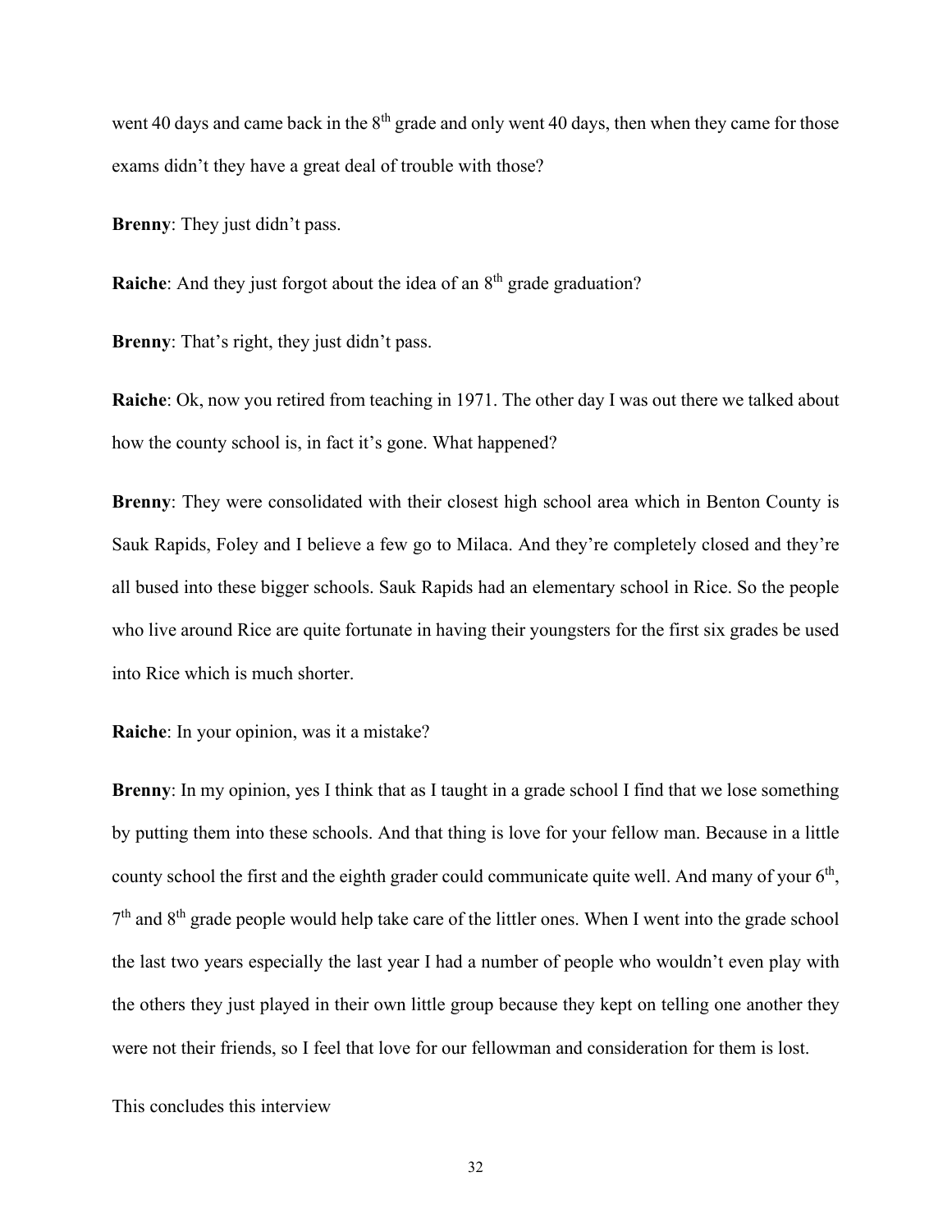went 40 days and came back in the 8th grade and only went 40 days, then when they came for those exams didn't they have a great deal of trouble with those?

**Brenny**: They just didn't pass.

**Raiche**: And they just forgot about the idea of an 8th grade graduation?

**Brenny**: That's right, they just didn't pass.

**Raiche**: Ok, now you retired from teaching in 1971. The other day I was out there we talked about how the county school is, in fact it's gone. What happened?

**Brenny**: They were consolidated with their closest high school area which in Benton County is Sauk Rapids, Foley and I believe a few go to Milaca. And they're completely closed and they're all bused into these bigger schools. Sauk Rapids had an elementary school in Rice. So the people who live around Rice are quite fortunate in having their youngsters for the first six grades be used into Rice which is much shorter.

**Raiche**: In your opinion, was it a mistake?

**Brenny**: In my opinion, yes I think that as I taught in a grade school I find that we lose something by putting them into these schools. And that thing is love for your fellow man. Because in a little county school the first and the eighth grader could communicate quite well. And many of your 6th, 7th and 8th grade people would help take care of the littler ones. When I went into the grade school the last two years especially the last year I had a number of people who wouldn't even play with the others they just played in their own little group because they kept on telling one another they were not their friends, so I feel that love for our fellowman and consideration for them is lost.

This concludes this interview